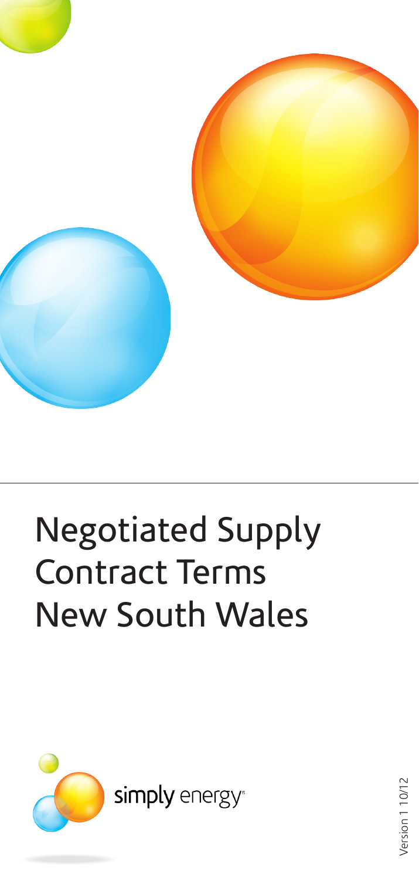# Negotiated Supply Contract Terms New South Wales

simply energy®

Version 1 10/12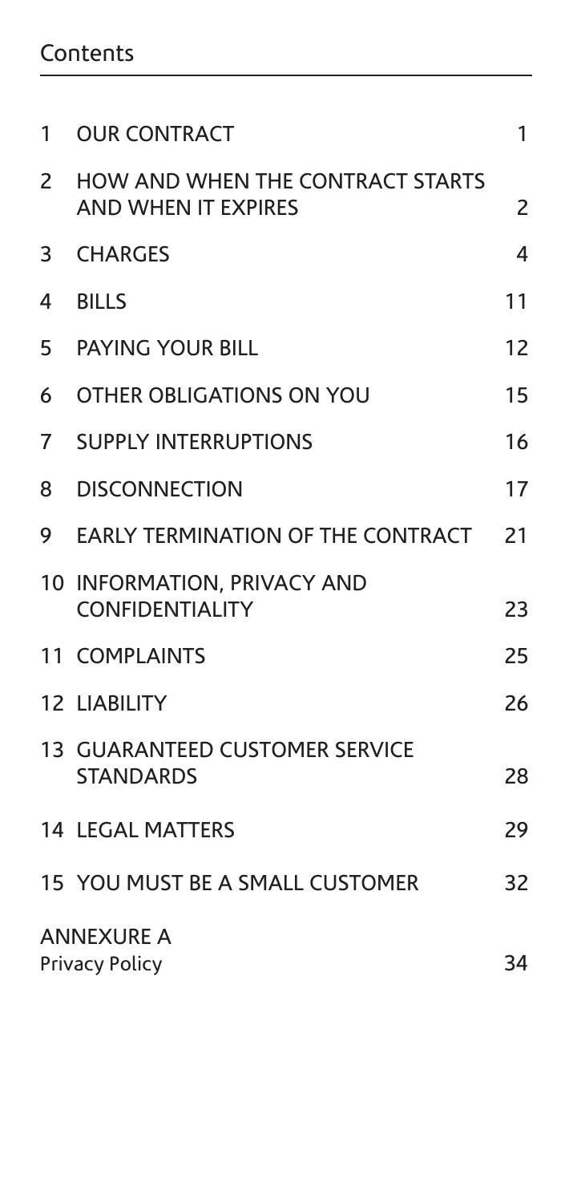## Contents

| | | |
|---|---|---|
| 1 | OUR CONTRACT | 1 |
| 2 | HOW AND WHEN THE CONTRACT STARTS AND WHEN IT EXPIRES | 2 |
| 3 | CHARGES | 4 |
| 4 | BILLS | 11 |
| 5 | PAYING YOUR BILL | 12 |
| 6 | OTHER OBLIGATIONS ON YOU | 15 |
| 7 | SUPPLY INTERRUPTIONS | 16 |
| 8 | DISCONNECTION | 17 |
| 9 | EARLY TERMINATION OF THE CONTRACT | 21 |
| 10 | INFORMATION, PRIVACY AND CONFIDENTIALITY | 23 |
| 11 | COMPLAINTS | 25 |
| 12 | LIABILITY | 26 |
| 13 | GUARANTEED CUSTOMER SERVICE STANDARDS | 28 |
| 14 | LEGAL MATTERS | 29 |
| 15 | YOU MUST BE A SMALL CUSTOMER | 32 |
| | ANNEXURE A Privacy Policy | 34 |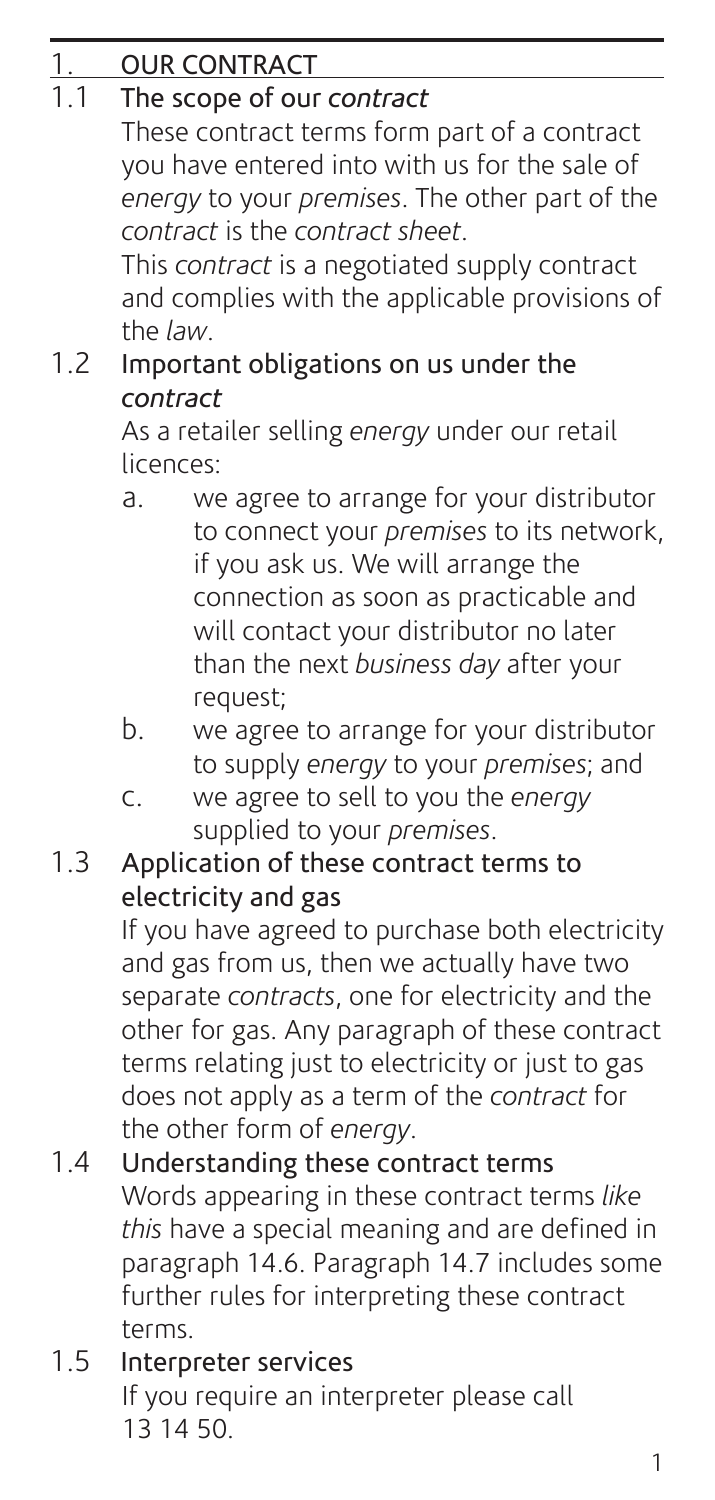# 1. OUR CONTRACT

## 1.1 The scope of our *contract*

These contract terms form part of a contract you have entered into with us for the sale of *energy* to your *premises*. The other part of the *contract* is the *contract sheet*.

This *contract* is a negotiated supply contract and complies with the applicable provisions of the *law*.

## 1.2 Important obligations on us under the *contract*

As a retailer selling *energy* under our retail licences:

a. we agree to arrange for your distributor to connect your *premises* to its network, if you ask us. We will arrange the connection as soon as practicable and will contact your distributor no later than the next *business day* after your request;

b. we agree to arrange for your distributor to supply *energy* to your *premises*; and

c. we agree to sell to you the *energy* supplied to your *premises*.

## 1.3 Application of these contract terms to electricity and gas

If you have agreed to purchase both electricity and gas from us, then we actually have two separate *contracts*, one for electricity and the other for gas. Any paragraph of these contract terms relating just to electricity or just to gas does not apply as a term of the *contract* for the other form of *energy*.

## 1.4 Understanding these contract terms

Words appearing in these contract terms *like this* have a special meaning and are defined in paragraph 14.6. Paragraph 14.7 includes some further rules for interpreting these contract terms.

## 1.5 Interpreter services

If you require an interpreter please call 13 14 50.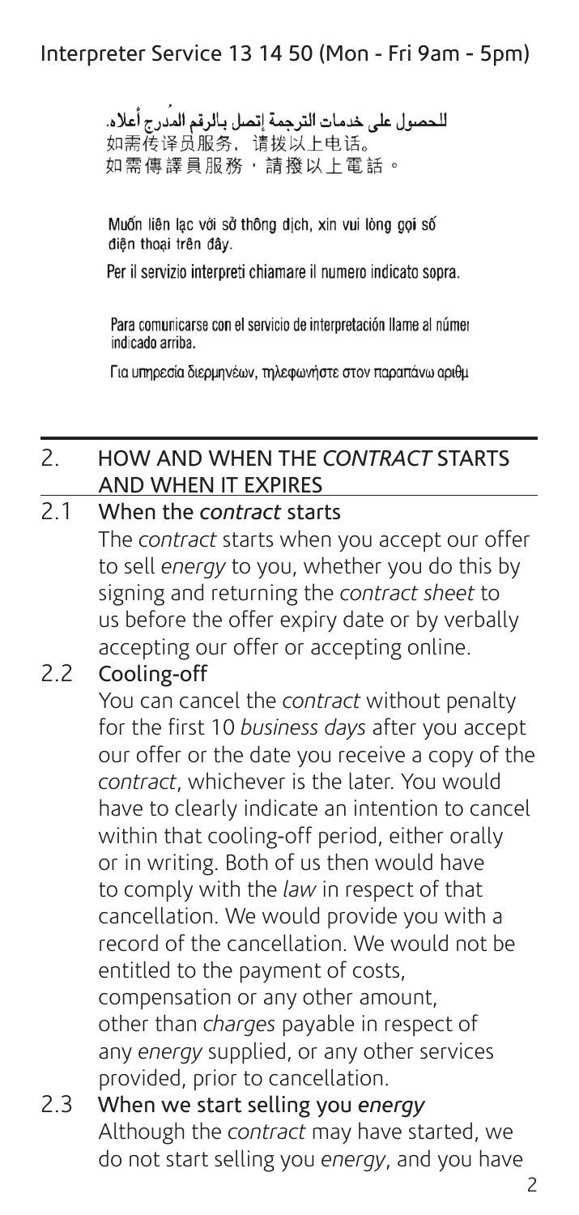Interpreter Service 13 14 50 (Mon - Fri 9am - 5pm)

للحصول على خدمات الترجمة إتصل بالرقم المدرج أعلاه.
如需传译员服务，请拨以上电话。
如需傳譯員服務，請撥以上電話。

Muốn liên lạc với sở thông dịch, xin vui lòng gọi số điện thoại trên đây.

Per il servizio interpreti chiamare il numero indicato sopra.

Para comunicarse con el servicio de interpretación llame al númer indicado arriba.

Για υπηρεσία διερμηνέων, τηλεφωνήστε στον παραπάνω αριθμ

## 2. HOW AND WHEN THE *CONTRACT* STARTS AND WHEN IT EXPIRES

### 2.1 When the *contract* starts

The *contract* starts when you accept our offer to sell *energy* to you, whether you do this by signing and returning the *contract sheet* to us before the offer expiry date or by verbally accepting our offer or accepting online.

### 2.2 Cooling-off

You can cancel the *contract* without penalty for the first 10 *business days* after you accept our offer or the date you receive a copy of the *contract*, whichever is the later. You would have to clearly indicate an intention to cancel within that cooling-off period, either orally or in writing. Both of us then would have to comply with the *law* in respect of that cancellation. We would provide you with a record of the cancellation. We would not be entitled to the payment of costs, compensation or any other amount, other than *charges* payable in respect of any *energy* supplied, or any other services provided, prior to cancellation.

### 2.3 When we start selling you *energy*

Although the *contract* may have started, we do not start selling you *energy*, and you have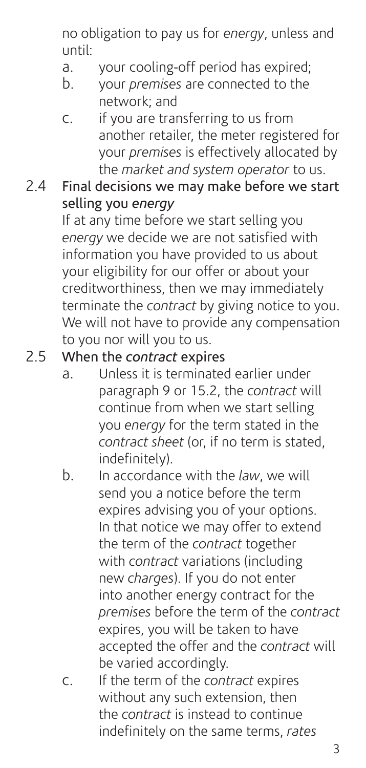no obligation to pay us for *energy*, unless and until:

a. your cooling-off period has expired;
b. your *premises* are connected to the network; and
c. if you are transferring to us from another retailer, the meter registered for your *premises* is effectively allocated by the *market and system operator* to us.

## 2.4 Final decisions we may make before we start selling you *energy*

If at any time before we start selling you *energy* we decide we are not satisfied with information you have provided to us about your eligibility for our offer or about your creditworthiness, then we may immediately terminate the *contract* by giving notice to you. We will not have to provide any compensation to you nor will you to us.

## 2.5 When the *contract* expires

a. Unless it is terminated earlier under paragraph 9 or 15.2, the *contract* will continue from when we start selling you *energy* for the term stated in the *contract sheet* (or, if no term is stated, indefinitely).
b. In accordance with the *law*, we will send you a notice before the term expires advising you of your options. In that notice we may offer to extend the term of the *contract* together with *contract* variations (including new *charges*). If you do not enter into another energy contract for the *premises* before the term of the *contract* expires, you will be taken to have accepted the offer and the *contract* will be varied accordingly.
c. If the term of the *contract* expires without any such extension, then the *contract* is instead to continue indefinitely on the same terms, *rates*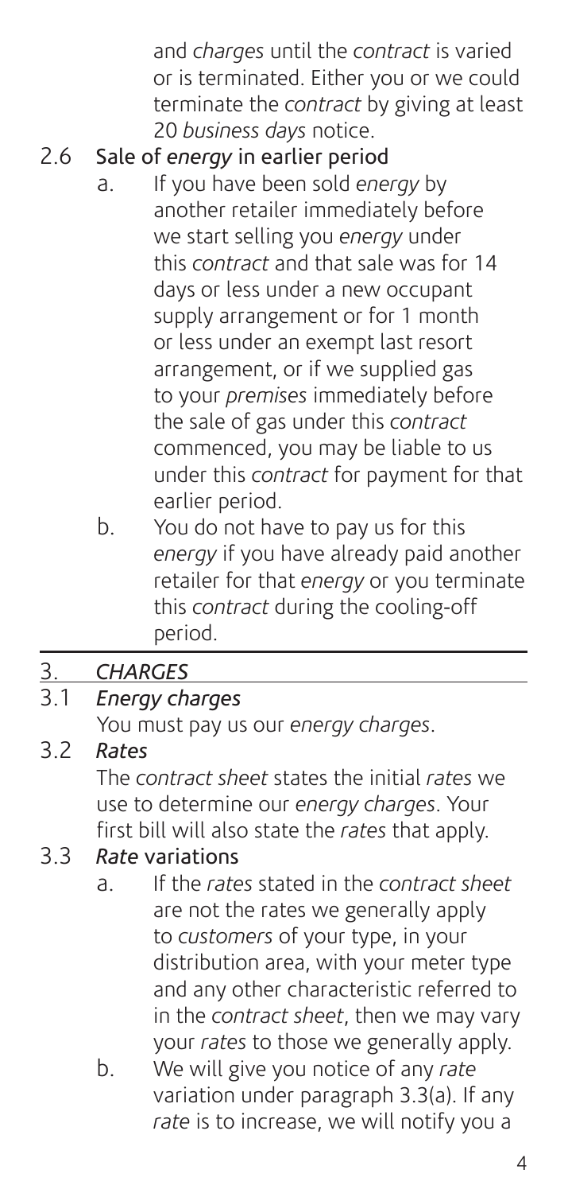and *charges* until the *contract* is varied or is terminated. Either you or we could terminate the *contract* by giving at least 20 *business days* notice.

### 2.6 Sale of *energy* in earlier period

a. If you have been sold *energy* by another retailer immediately before we start selling you *energy* under this *contract* and that sale was for 14 days or less under a new occupant supply arrangement or for 1 month or less under an exempt last resort arrangement, or if we supplied gas to your *premises* immediately before the sale of gas under this *contract* commenced, you may be liable to us under this *contract* for payment for that earlier period.

b. You do not have to pay us for this *energy* if you have already paid another retailer for that *energy* or you terminate this *contract* during the cooling-off period.

## 3. *CHARGES*

### 3.1 *Energy charges*

You must pay us our *energy charges*.

### 3.2 *Rates*

The *contract sheet* states the initial *rates* we use to determine our *energy charges*. Your first bill will also state the *rates* that apply.

### 3.3 *Rate* variations

a. If the *rates* stated in the *contract sheet* are not the rates we generally apply to *customers* of your type, in your distribution area, with your meter type and any other characteristic referred to in the *contract sheet*, then we may vary your *rates* to those we generally apply.

b. We will give you notice of any *rate* variation under paragraph 3.3(a). If any *rate* is to increase, we will notify you a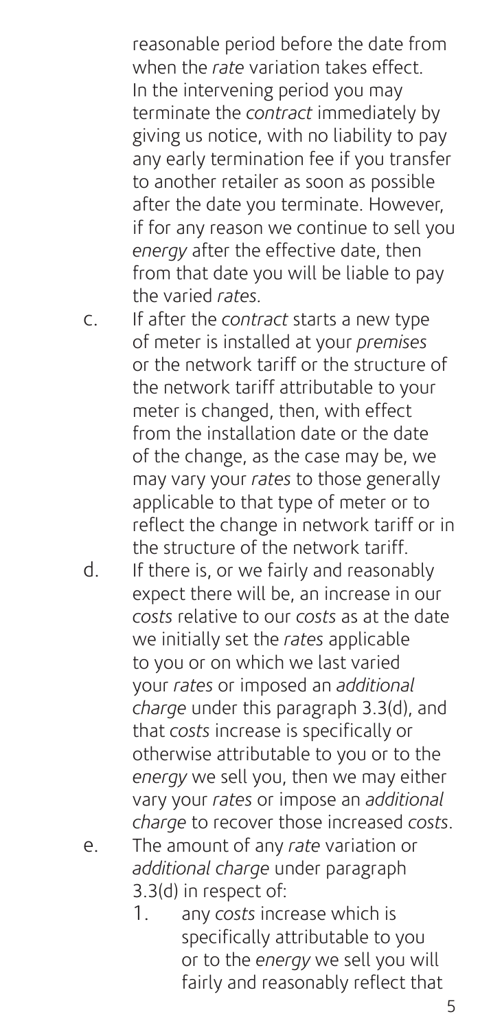reasonable period before the date from when the *rate* variation takes effect. In the intervening period you may terminate the *contract* immediately by giving us notice, with no liability to pay any early termination fee if you transfer to another retailer as soon as possible after the date you terminate. However, if for any reason we continue to sell you *energy* after the effective date, then from that date you will be liable to pay the varied *rates*.

c. If after the *contract* starts a new type of meter is installed at your *premises* or the network tariff or the structure of the network tariff attributable to your meter is changed, then, with effect from the installation date or the date of the change, as the case may be, we may vary your *rates* to those generally applicable to that type of meter or to reflect the change in network tariff or in the structure of the network tariff.

d. If there is, or we fairly and reasonably expect there will be, an increase in our *costs* relative to our *costs* as at the date we initially set the *rates* applicable to you or on which we last varied your *rates* or imposed an *additional charge* under this paragraph 3.3(d), and that *costs* increase is specifically or otherwise attributable to you or to the *energy* we sell you, then we may either vary your *rates* or impose an *additional charge* to recover those increased *costs*.

e. The amount of any *rate* variation or *additional charge* under paragraph 3.3(d) in respect of:

   1. any *costs* increase which is specifically attributable to you or to the *energy* we sell you will fairly and reasonably reflect that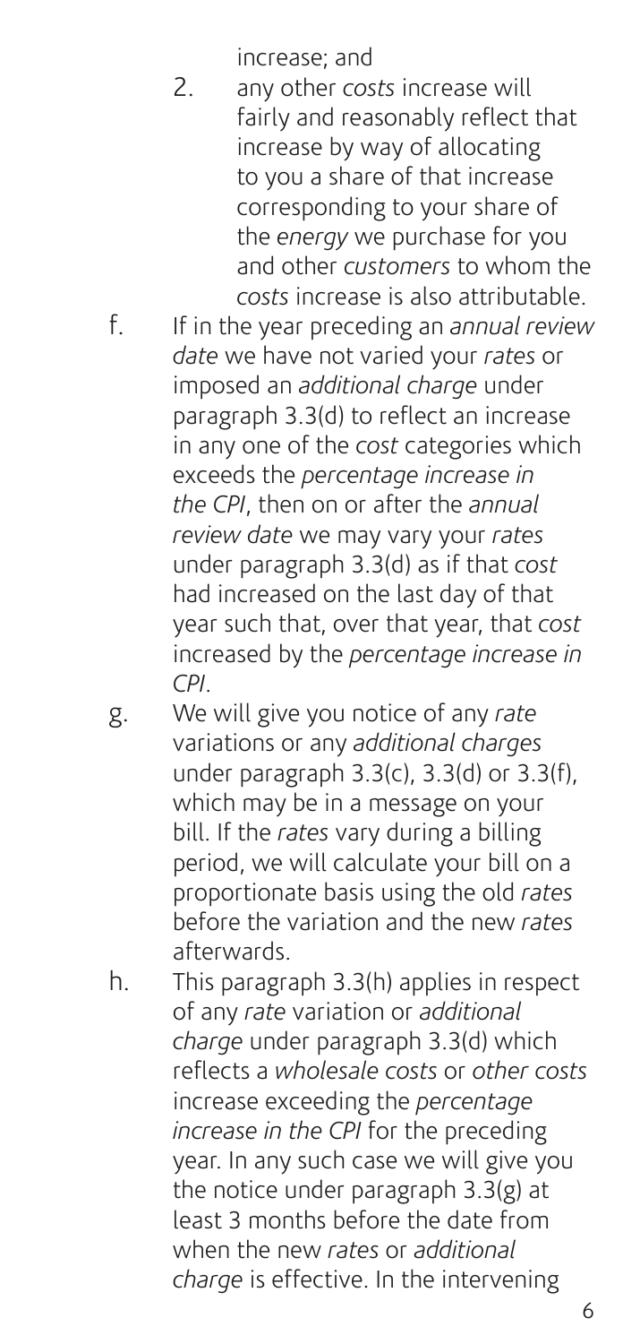increase; and

2. any other *costs* increase will fairly and reasonably reflect that increase by way of allocating to you a share of that increase corresponding to your share of the *energy* we purchase for you and other *customers* to whom the *costs* increase is also attributable.

f. If in the year preceding an *annual review date* we have not varied your *rates* or imposed an *additional charge* under paragraph 3.3(d) to reflect an increase in any one of the *cost* categories which exceeds the *percentage increase in the CPI*, then on or after the *annual review date* we may vary your *rates* under paragraph 3.3(d) as if that *cost* had increased on the last day of that year such that, over that year, that *cost* increased by the *percentage increase in CPI*.

g. We will give you notice of any *rate* variations or any *additional charges* under paragraph 3.3(c), 3.3(d) or 3.3(f), which may be in a message on your bill. If the *rates* vary during a billing period, we will calculate your bill on a proportionate basis using the old *rates* before the variation and the new *rates* afterwards.

h. This paragraph 3.3(h) applies in respect of any *rate* variation or *additional charge* under paragraph 3.3(d) which reflects a *wholesale costs* or *other costs* increase exceeding the *percentage increase in the CPI* for the preceding year. In any such case we will give you the notice under paragraph 3.3(g) at least 3 months before the date from when the new *rates* or *additional charge* is effective. In the intervening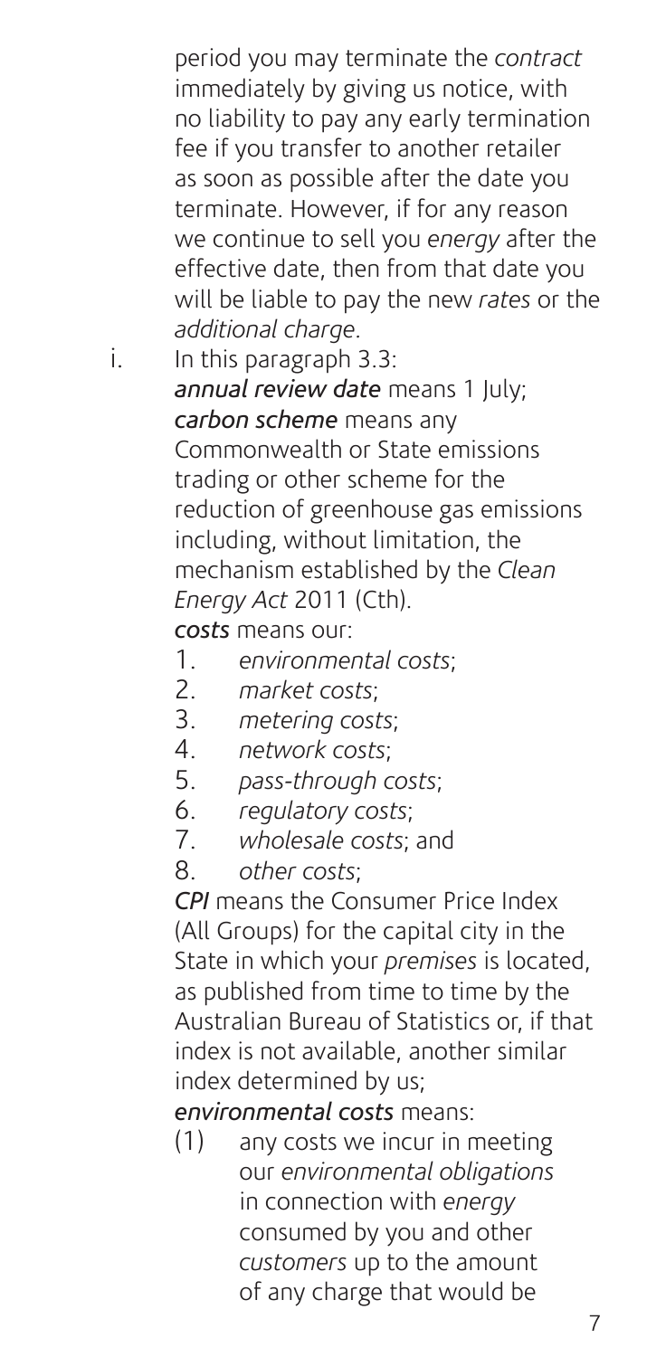period you may terminate the *contract* immediately by giving us notice, with no liability to pay any early termination fee if you transfer to another retailer as soon as possible after the date you terminate. However, if for any reason we continue to sell you *energy* after the effective date, then from that date you will be liable to pay the new *rates* or the *additional charge*.

i. In this paragraph 3.3:

***annual review date*** means 1 July;

***carbon scheme*** means any Commonwealth or State emissions trading or other scheme for the reduction of greenhouse gas emissions including, without limitation, the mechanism established by the *Clean Energy Act* 2011 (Cth).

***costs*** means our:

1. *environmental costs*;
2. *market costs*;
3. *metering costs*;
4. *network costs*;
5. *pass-through costs*;
6. *regulatory costs*;
7. *wholesale costs*; and
8. *other costs*;

***CPI*** means the Consumer Price Index (All Groups) for the capital city in the State in which your *premises* is located, as published from time to time by the Australian Bureau of Statistics or, if that index is not available, another similar index determined by us;

***environmental costs*** means:

(1) any costs we incur in meeting our *environmental obligations* in connection with *energy* consumed by you and other *customers* up to the amount of any charge that would be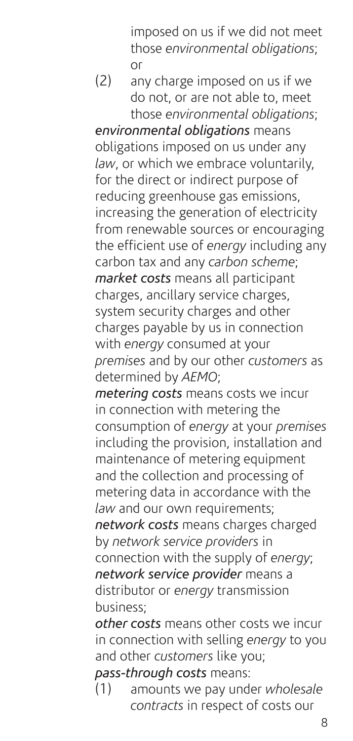imposed on us if we did not meet those *environmental obligations*; or

(2) any charge imposed on us if we do not, or are not able to, meet those *environmental obligations*;

***environmental obligations*** means obligations imposed on us under any *law*, or which we embrace voluntarily, for the direct or indirect purpose of reducing greenhouse gas emissions, increasing the generation of electricity from renewable sources or encouraging the efficient use of *energy* including any carbon tax and any *carbon scheme*;

***market costs*** means all participant charges, ancillary service charges, system security charges and other charges payable by us in connection with *energy* consumed at your *premises* and by our other *customers* as determined by *AEMO*;

***metering costs*** means costs we incur in connection with metering the consumption of *energy* at your *premises* including the provision, installation and maintenance of metering equipment and the collection and processing of metering data in accordance with the *law* and our own requirements;

***network costs*** means charges charged by *network service providers* in connection with the supply of *energy*;

***network service provider*** means a distributor or *energy* transmission business;

***other costs*** means other costs we incur in connection with selling *energy* to you and other *customers* like you;

***pass-through costs*** means:

(1) amounts we pay under *wholesale contracts* in respect of costs our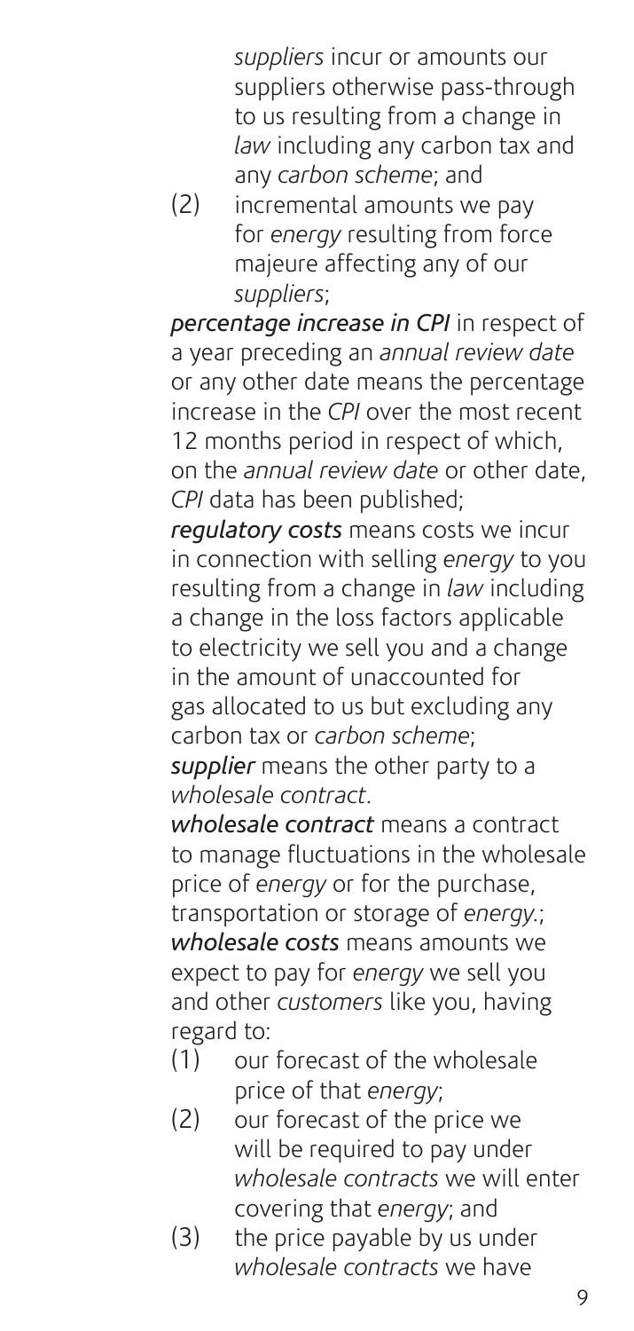*suppliers* incur or amounts our suppliers otherwise pass-through to us resulting from a change in *law* including any carbon tax and any *carbon scheme*; and

(2) incremental amounts we pay for *energy* resulting from force majeure affecting any of our *suppliers*;

***percentage increase in CPI*** in respect of a year preceding an *annual review date* or any other date means the percentage increase in the *CPI* over the most recent 12 months period in respect of which, on the *annual review date* or other date, *CPI* data has been published;

***regulatory costs*** means costs we incur in connection with selling *energy* to you resulting from a change in *law* including a change in the loss factors applicable to electricity we sell you and a change in the amount of unaccounted for gas allocated to us but excluding any carbon tax or *carbon scheme*;

***supplier*** means the other party to a *wholesale contract*.

***wholesale contract*** means a contract to manage fluctuations in the wholesale price of *energy* or for the purchase, transportation or storage of *energy*.;

***wholesale costs*** means amounts we expect to pay for *energy* we sell you and other *customers* like you, having regard to:

(1) our forecast of the wholesale price of that *energy*;

(2) our forecast of the price we will be required to pay under *wholesale contracts* we will enter covering that *energy*; and

(3) the price payable by us under *wholesale contracts* we have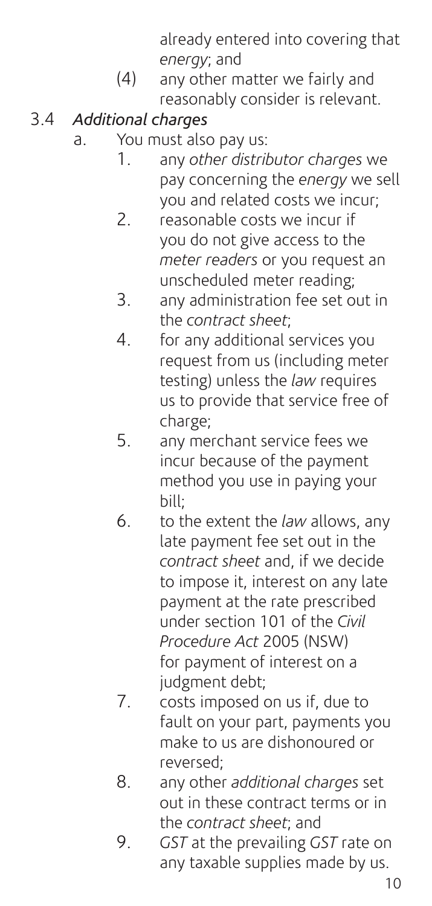already entered into covering that *energy*; and

(4) any other matter we fairly and reasonably consider is relevant.

### 3.4 *Additional charges*

a. You must also pay us:

1. any *other distributor charges* we pay concerning the *energy* we sell you and related costs we incur;
2. reasonable costs we incur if you do not give access to the *meter readers* or you request an unscheduled meter reading;
3. any administration fee set out in the *contract sheet*;
4. for any additional services you request from us (including meter testing) unless the *law* requires us to provide that service free of charge;
5. any merchant service fees we incur because of the payment method you use in paying your bill;
6. to the extent the *law* allows, any late payment fee set out in the *contract sheet* and, if we decide to impose it, interest on any late payment at the rate prescribed under section 101 of the *Civil Procedure Act* 2005 (NSW) for payment of interest on a judgment debt;
7. costs imposed on us if, due to fault on your part, payments you make to us are dishonoured or reversed;
8. any other *additional charges* set out in these contract terms or in the *contract sheet*; and
9. *GST* at the prevailing *GST* rate on any taxable supplies made by us.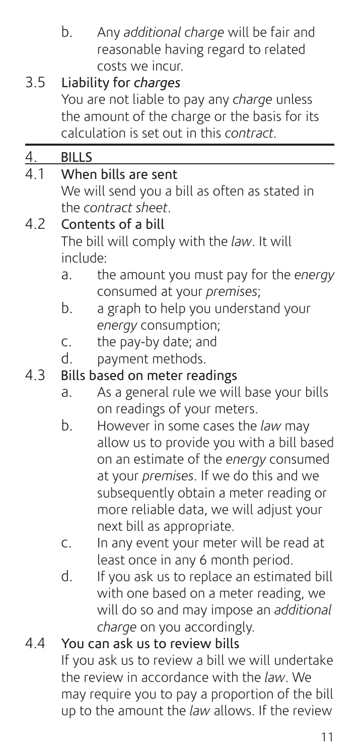b. Any *additional charge* will be fair and reasonable having regard to related costs we incur.

### 3.5 Liability for *charges*

You are not liable to pay any *charge* unless the amount of the charge or the basis for its calculation is set out in this *contract*.

## 4. BILLS

### 4.1 When bills are sent

We will send you a bill as often as stated in the *contract sheet*.

### 4.2 Contents of a bill

The bill will comply with the *law*. It will include:

a. the amount you must pay for the *energy* consumed at your *premises*;

b. a graph to help you understand your *energy* consumption;

c. the pay-by date; and

d. payment methods.

### 4.3 Bills based on meter readings

a. As a general rule we will base your bills on readings of your meters.

b. However in some cases the *law* may allow us to provide you with a bill based on an estimate of the *energy* consumed at your *premises*. If we do this and we subsequently obtain a meter reading or more reliable data, we will adjust your next bill as appropriate.

c. In any event your meter will be read at least once in any 6 month period.

d. If you ask us to replace an estimated bill with one based on a meter reading, we will do so and may impose an *additional charge* on you accordingly.

### 4.4 You can ask us to review bills

If you ask us to review a bill we will undertake the review in accordance with the *law*. We may require you to pay a proportion of the bill up to the amount the *law* allows. If the review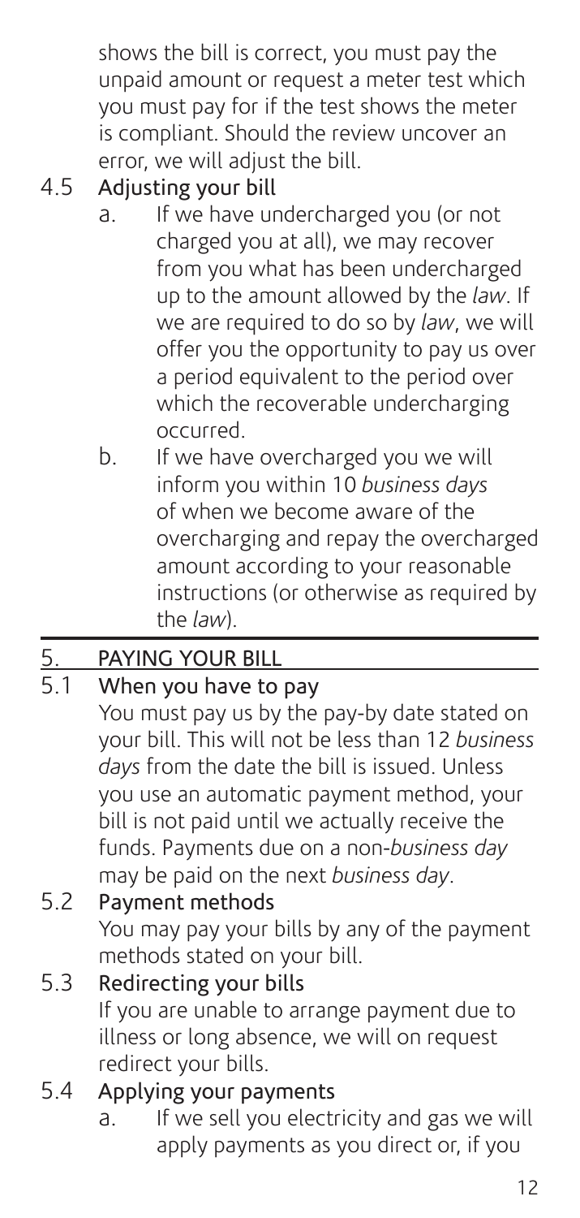shows the bill is correct, you must pay the unpaid amount or request a meter test which you must pay for if the test shows the meter is compliant. Should the review uncover an error, we will adjust the bill.

### 4.5 Adjusting your bill

a. If we have undercharged you (or not charged you at all), we may recover from you what has been undercharged up to the amount allowed by the *law*. If we are required to do so by *law*, we will offer you the opportunity to pay us over a period equivalent to the period over which the recoverable undercharging occurred.

b. If we have overcharged you we will inform you within 10 *business days* of when we become aware of the overcharging and repay the overcharged amount according to your reasonable instructions (or otherwise as required by the *law*).

## 5. PAYING YOUR BILL

### 5.1 When you have to pay

You must pay us by the pay-by date stated on your bill. This will not be less than 12 *business days* from the date the bill is issued. Unless you use an automatic payment method, your bill is not paid until we actually receive the funds. Payments due on a non-*business day* may be paid on the next *business day*.

### 5.2 Payment methods

You may pay your bills by any of the payment methods stated on your bill.

### 5.3 Redirecting your bills

If you are unable to arrange payment due to illness or long absence, we will on request redirect your bills.

### 5.4 Applying your payments

a. If we sell you electricity and gas we will apply payments as you direct or, if you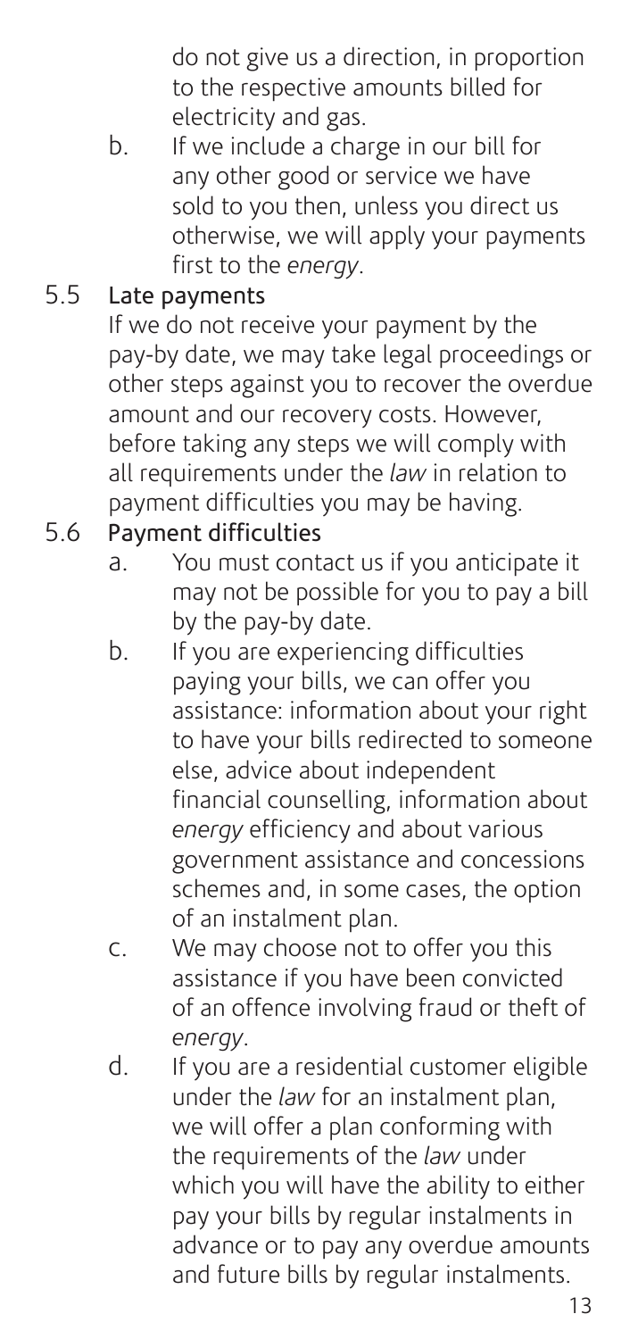do not give us a direction, in proportion to the respective amounts billed for electricity and gas.

b. If we include a charge in our bill for any other good or service we have sold to you then, unless you direct us otherwise, we will apply your payments first to the *energy*.

### 5.5 Late payments

If we do not receive your payment by the pay-by date, we may take legal proceedings or other steps against you to recover the overdue amount and our recovery costs. However, before taking any steps we will comply with all requirements under the *law* in relation to payment difficulties you may be having.

### 5.6 Payment difficulties

a. You must contact us if you anticipate it may not be possible for you to pay a bill by the pay-by date.

b. If you are experiencing difficulties paying your bills, we can offer you assistance: information about your right to have your bills redirected to someone else, advice about independent financial counselling, information about *energy* efficiency and about various government assistance and concessions schemes and, in some cases, the option of an instalment plan.

c. We may choose not to offer you this assistance if you have been convicted of an offence involving fraud or theft of *energy*.

d. If you are a residential customer eligible under the *law* for an instalment plan, we will offer a plan conforming with the requirements of the *law* under which you will have the ability to either pay your bills by regular instalments in advance or to pay any overdue amounts and future bills by regular instalments.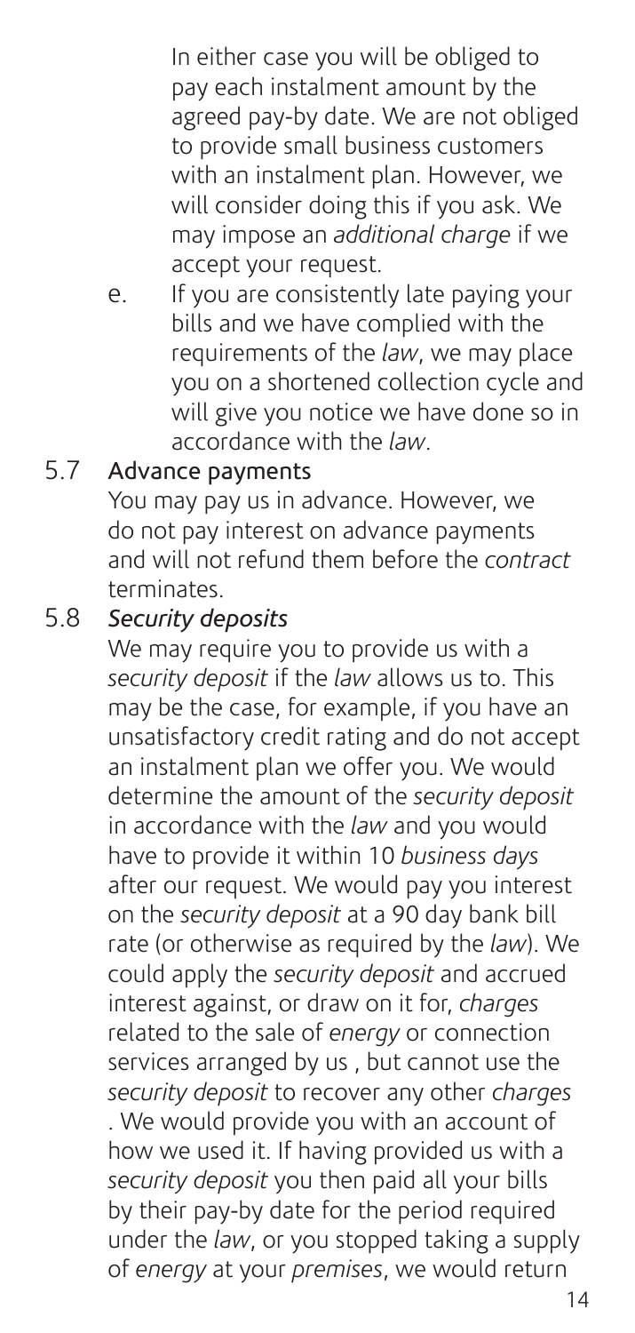In either case you will be obliged to pay each instalment amount by the agreed pay-by date. We are not obliged to provide small business customers with an instalment plan. However, we will consider doing this if you ask. We may impose an *additional charge* if we accept your request.

e. If you are consistently late paying your bills and we have complied with the requirements of the *law*, we may place you on a shortened collection cycle and will give you notice we have done so in accordance with the *law*.

### 5.7 Advance payments

You may pay us in advance. However, we do not pay interest on advance payments and will not refund them before the *contract* terminates.

### 5.8 *Security deposits*

We may require you to provide us with a *security deposit* if the *law* allows us to. This may be the case, for example, if you have an unsatisfactory credit rating and do not accept an instalment plan we offer you. We would determine the amount of the *security deposit* in accordance with the *law* and you would have to provide it within 10 *business days* after our request. We would pay you interest on the *security deposit* at a 90 day bank bill rate (or otherwise as required by the *law*). We could apply the *security deposit* and accrued interest against, or draw on it for, *charges* related to the sale of *energy* or connection services arranged by us , but cannot use the *security deposit* to recover any other *charges* . We would provide you with an account of how we used it. If having provided us with a *security deposit* you then paid all your bills by their pay-by date for the period required under the *law*, or you stopped taking a supply of *energy* at your *premises*, we would return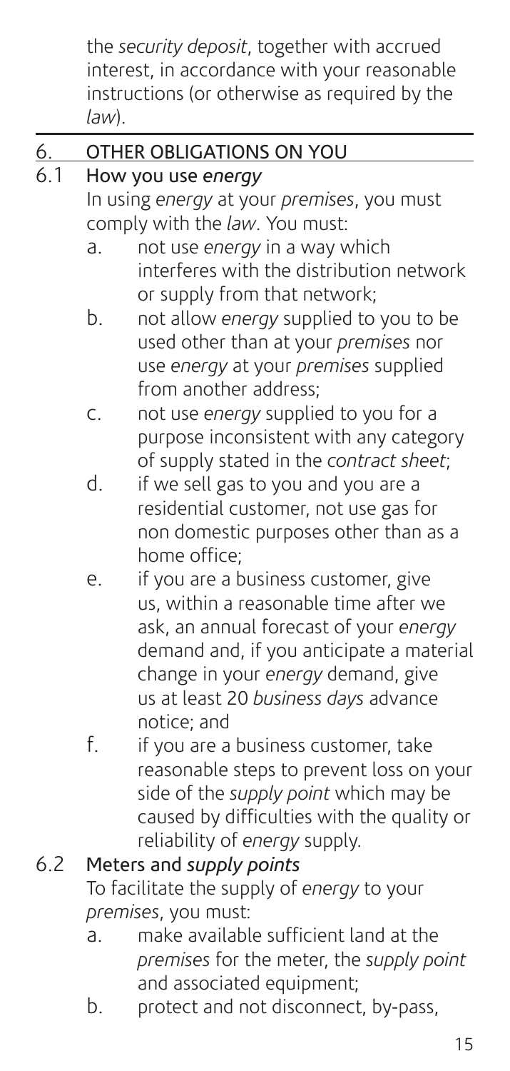the *security deposit*, together with accrued interest, in accordance with your reasonable instructions (or otherwise as required by the *law*).

## 6. OTHER OBLIGATIONS ON YOU

### 6.1 How you use *energy*

In using *energy* at your *premises*, you must comply with the *law*. You must:

a. not use *energy* in a way which interferes with the distribution network or supply from that network;

b. not allow *energy* supplied to you to be used other than at your *premises* nor use *energy* at your *premises* supplied from another address;

c. not use *energy* supplied to you for a purpose inconsistent with any category of supply stated in the *contract sheet*;

d. if we sell gas to you and you are a residential customer, not use gas for non domestic purposes other than as a home office;

e. if you are a business customer, give us, within a reasonable time after we ask, an annual forecast of your *energy* demand and, if you anticipate a material change in your *energy* demand, give us at least 20 *business days* advance notice; and

f. if you are a business customer, take reasonable steps to prevent loss on your side of the *supply point* which may be caused by difficulties with the quality or reliability of *energy* supply.

### 6.2 Meters and *supply points*

To facilitate the supply of *energy* to your *premises*, you must:

a. make available sufficient land at the *premises* for the meter, the *supply point* and associated equipment;

b. protect and not disconnect, by-pass,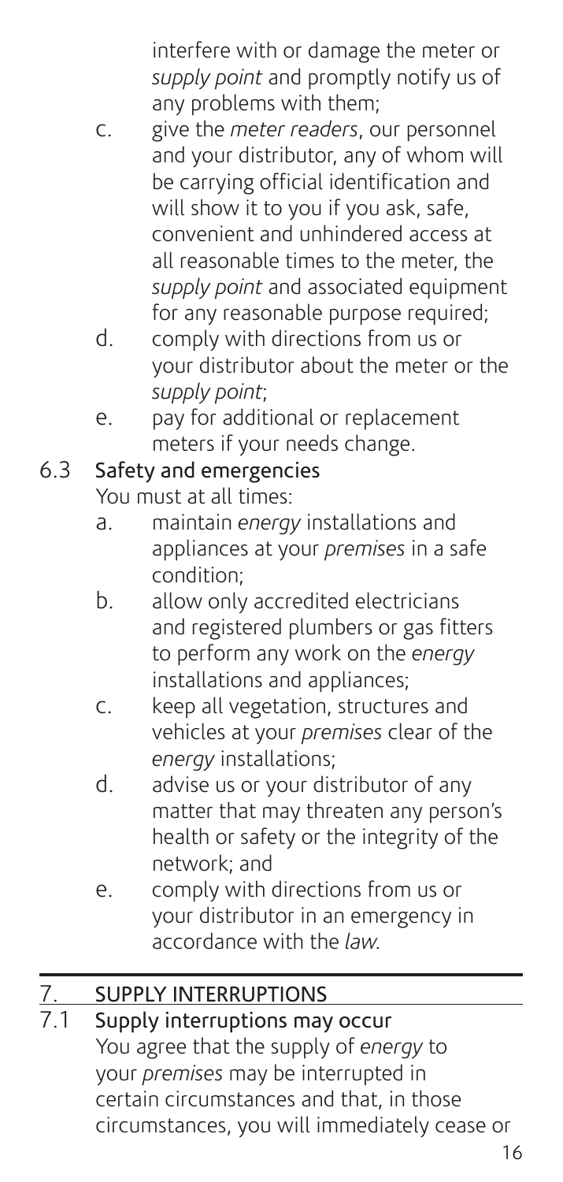interfere with or damage the meter or *supply point* and promptly notify us of any problems with them;

c. give the *meter readers*, our personnel and your distributor, any of whom will be carrying official identification and will show it to you if you ask, safe, convenient and unhindered access at all reasonable times to the meter, the *supply point* and associated equipment for any reasonable purpose required;

d. comply with directions from us or your distributor about the meter or the *supply point*;

e. pay for additional or replacement meters if your needs change.

### 6.3 Safety and emergencies

You must at all times:

a. maintain *energy* installations and appliances at your *premises* in a safe condition;

b. allow only accredited electricians and registered plumbers or gas fitters to perform any work on the *energy* installations and appliances;

c. keep all vegetation, structures and vehicles at your *premises* clear of the *energy* installations;

d. advise us or your distributor of any matter that may threaten any person's health or safety or the integrity of the network; and

e. comply with directions from us or your distributor in an emergency in accordance with the *law*.

## 7. SUPPLY INTERRUPTIONS

### 7.1 Supply interruptions may occur

You agree that the supply of *energy* to your *premises* may be interrupted in certain circumstances and that, in those circumstances, you will immediately cease or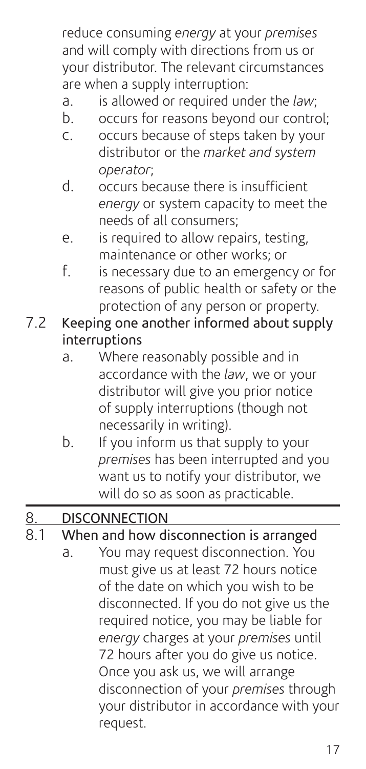reduce consuming *energy* at your *premises* and will comply with directions from us or your distributor. The relevant circumstances are when a supply interruption:

a. is allowed or required under the *law*;
b. occurs for reasons beyond our control;
c. occurs because of steps taken by your distributor or the *market and system operator*;
d. occurs because there is insufficient *energy* or system capacity to meet the needs of all consumers;
e. is required to allow repairs, testing, maintenance or other works; or
f. is necessary due to an emergency or for reasons of public health or safety or the protection of any person or property.

### 7.2 Keeping one another informed about supply interruptions

a. Where reasonably possible and in accordance with the *law*, we or your distributor will give you prior notice of supply interruptions (though not necessarily in writing).
b. If you inform us that supply to your *premises* has been interrupted and you want us to notify your distributor, we will do so as soon as practicable.

## 8. DISCONNECTION

### 8.1 When and how disconnection is arranged

a. You may request disconnection. You must give us at least 72 hours notice of the date on which you wish to be disconnected. If you do not give us the required notice, you may be liable for *energy* charges at your *premises* until 72 hours after you do give us notice. Once you ask us, we will arrange disconnection of your *premises* through your distributor in accordance with your request.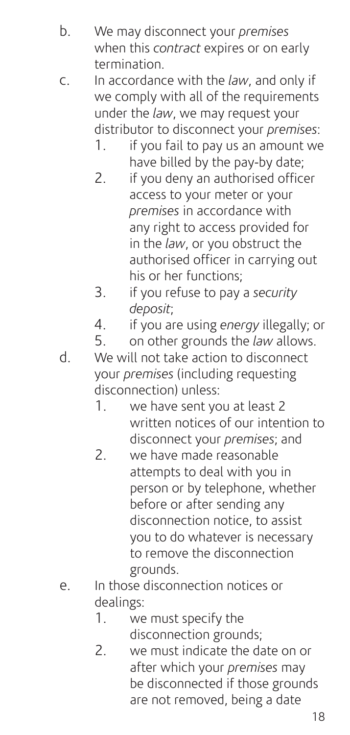b. We may disconnect your *premises* when this *contract* expires or on early termination.

c. In accordance with the *law*, and only if we comply with all of the requirements under the *law*, we may request your distributor to disconnect your *premises*:
   1. if you fail to pay us an amount we have billed by the pay-by date;
   2. if you deny an authorised officer access to your meter or your *premises* in accordance with any right to access provided for in the *law*, or you obstruct the authorised officer in carrying out his or her functions;
   3. if you refuse to pay a *security deposit*;
   4. if you are using *energy* illegally; or
   5. on other grounds the *law* allows.

d. We will not take action to disconnect your *premises* (including requesting disconnection) unless:
   1. we have sent you at least 2 written notices of our intention to disconnect your *premises*; and
   2. we have made reasonable attempts to deal with you in person or by telephone, whether before or after sending any disconnection notice, to assist you to do whatever is necessary to remove the disconnection grounds.

e. In those disconnection notices or dealings:
   1. we must specify the disconnection grounds;
   2. we must indicate the date on or after which your *premises* may be disconnected if those grounds are not removed, being a date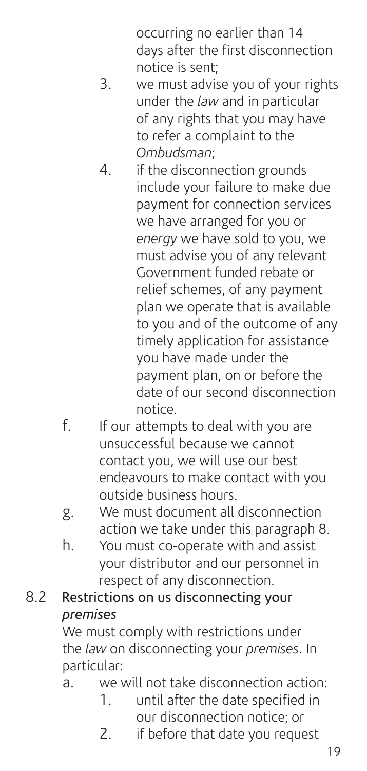occurring no earlier than 14 days after the first disconnection notice is sent;

3. we must advise you of your rights under the *law* and in particular of any rights that you may have to refer a complaint to the *Ombudsman*;
4. if the disconnection grounds include your failure to make due payment for connection services we have arranged for you or *energy* we have sold to you, we must advise you of any relevant Government funded rebate or relief schemes, of any payment plan we operate that is available to you and of the outcome of any timely application for assistance you have made under the payment plan, on or before the date of our second disconnection notice.

f. If our attempts to deal with you are unsuccessful because we cannot contact you, we will use our best endeavours to make contact with you outside business hours.

g. We must document all disconnection action we take under this paragraph 8.

h. You must co-operate with and assist your distributor and our personnel in respect of any disconnection.

### 8.2 Restrictions on us disconnecting your *premises*

We must comply with restrictions under the *law* on disconnecting your *premises*. In particular:

a. we will not take disconnection action:
   1. until after the date specified in our disconnection notice; or
   2. if before that date you request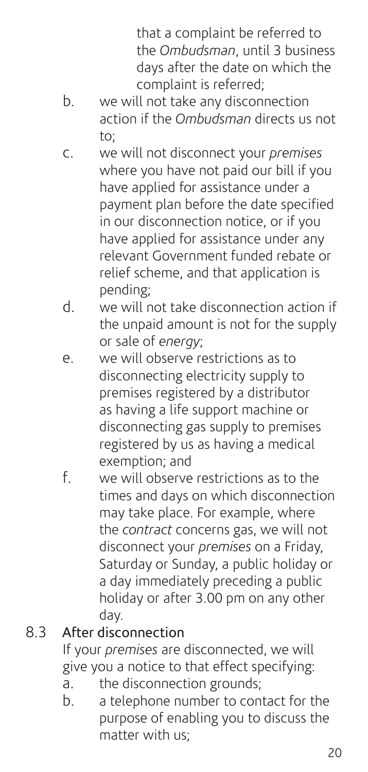that a complaint be referred to the *Ombudsman*, until 3 business days after the date on which the complaint is referred;

b. we will not take any disconnection action if the *Ombudsman* directs us not to;

c. we will not disconnect your *premises* where you have not paid our bill if you have applied for assistance under a payment plan before the date specified in our disconnection notice, or if you have applied for assistance under any relevant Government funded rebate or relief scheme, and that application is pending;

d. we will not take disconnection action if the unpaid amount is not for the supply or sale of *energy*;

e. we will observe restrictions as to disconnecting electricity supply to premises registered by a distributor as having a life support machine or disconnecting gas supply to premises registered by us as having a medical exemption; and

f. we will observe restrictions as to the times and days on which disconnection may take place. For example, where the *contract* concerns gas, we will not disconnect your *premises* on a Friday, Saturday or Sunday, a public holiday or a day immediately preceding a public holiday or after 3.00 pm on any other day.

## 8.3 After disconnection

If your *premises* are disconnected, we will give you a notice to that effect specifying:

a. the disconnection grounds;

b. a telephone number to contact for the purpose of enabling you to discuss the matter with us;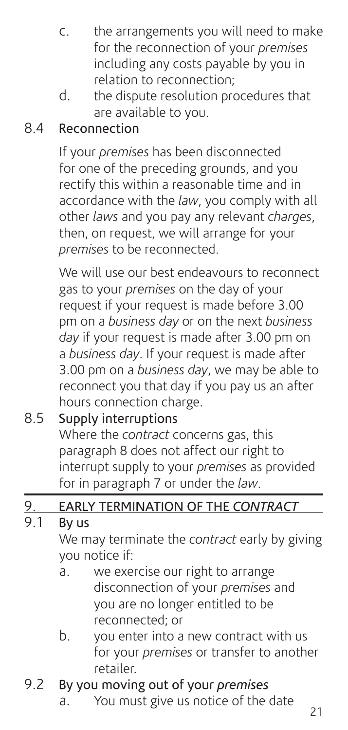c. the arrangements you will need to make for the reconnection of your *premises* including any costs payable by you in relation to reconnection;

d. the dispute resolution procedures that are available to you.

### 8.4 Reconnection

If your *premises* has been disconnected for one of the preceding grounds, and you rectify this within a reasonable time and in accordance with the *law*, you comply with all other *laws* and you pay any relevant *charges*, then, on request, we will arrange for your *premises* to be reconnected.

We will use our best endeavours to reconnect gas to your *premises* on the day of your request if your request is made before 3.00 pm on a *business day* or on the next *business day* if your request is made after 3.00 pm on a *business day*. If your request is made after 3.00 pm on a *business day*, we may be able to reconnect you that day if you pay us an after hours connection charge.

### 8.5 Supply interruptions

Where the *contract* concerns gas, this paragraph 8 does not affect our right to interrupt supply to your *premises* as provided for in paragraph 7 or under the *law*.

## 9. EARLY TERMINATION OF THE *CONTRACT*

### 9.1 By us

We may terminate the *contract* early by giving you notice if:

a. we exercise our right to arrange disconnection of your *premises* and you are no longer entitled to be reconnected; or

b. you enter into a new contract with us for your *premises* or transfer to another retailer.

### 9.2 By you moving out of your *premises*

a. You must give us notice of the date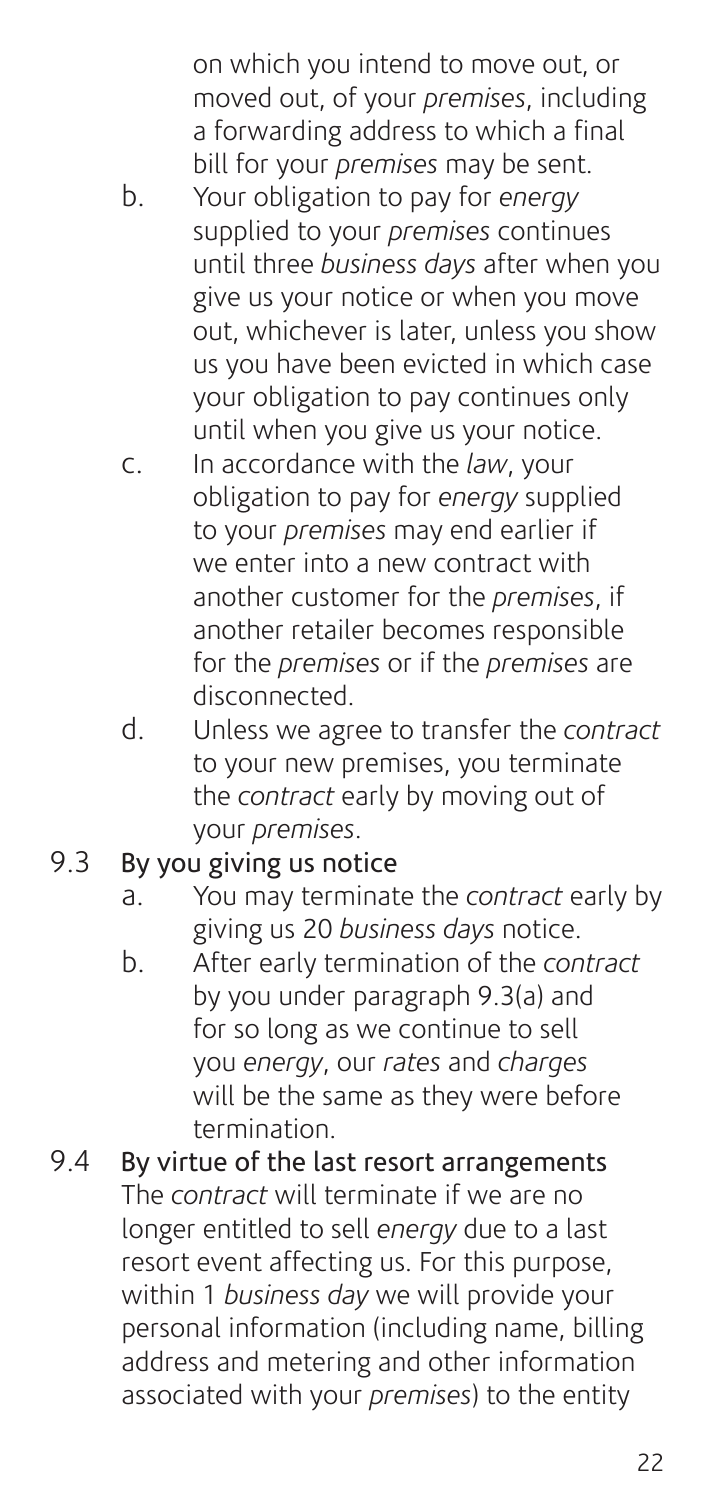on which you intend to move out, or moved out, of your *premises*, including a forwarding address to which a final bill for your *premises* may be sent.

b. Your obligation to pay for *energy* supplied to your *premises* continues until three *business days* after when you give us your notice or when you move out, whichever is later, unless you show us you have been evicted in which case your obligation to pay continues only until when you give us your notice.

c. In accordance with the *law*, your obligation to pay for *energy* supplied to your *premises* may end earlier if we enter into a new contract with another customer for the *premises*, if another retailer becomes responsible for the *premises* or if the *premises* are disconnected.

d. Unless we agree to transfer the *contract* to your new premises, you terminate the *contract* early by moving out of your *premises*.

### 9.3 By you giving us notice

a. You may terminate the *contract* early by giving us 20 *business days* notice.

b. After early termination of the *contract* by you under paragraph 9.3(a) and for so long as we continue to sell you *energy*, our *rates* and *charges* will be the same as they were before termination.

### 9.4 By virtue of the last resort arrangements

The *contract* will terminate if we are no longer entitled to sell *energy* due to a last resort event affecting us. For this purpose, within 1 *business day* we will provide your personal information (including name, billing address and metering and other information associated with your *premises*) to the entity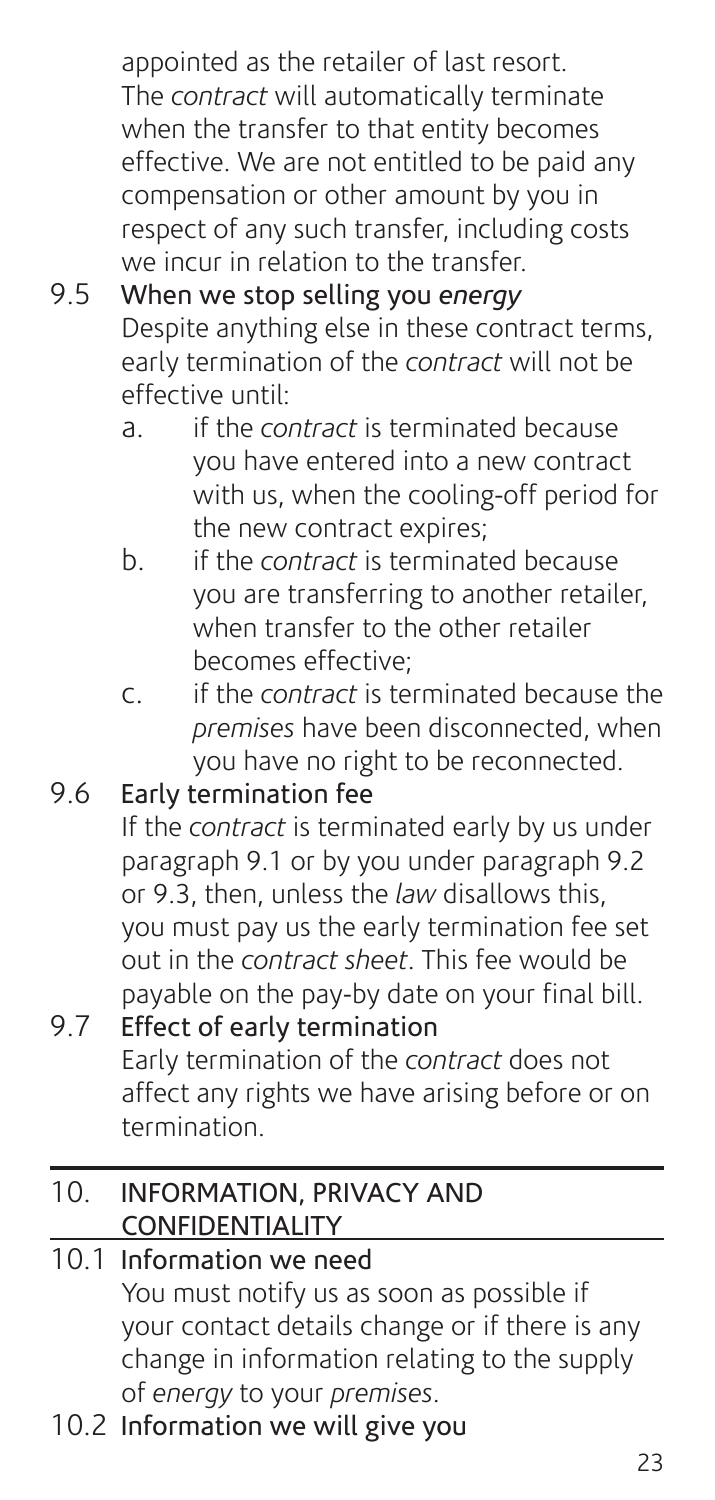appointed as the retailer of last resort. The *contract* will automatically terminate when the transfer to that entity becomes effective. We are not entitled to be paid any compensation or other amount by you in respect of any such transfer, including costs we incur in relation to the transfer.

### 9.5 When we stop selling you *energy*

Despite anything else in these contract terms, early termination of the *contract* will not be effective until:

a. if the *contract* is terminated because you have entered into a new contract with us, when the cooling-off period for the new contract expires;

b. if the *contract* is terminated because you are transferring to another retailer, when transfer to the other retailer becomes effective;

c. if the *contract* is terminated because the *premises* have been disconnected, when you have no right to be reconnected.

### 9.6 Early termination fee

If the *contract* is terminated early by us under paragraph 9.1 or by you under paragraph 9.2 or 9.3, then, unless the *law* disallows this, you must pay us the early termination fee set out in the *contract sheet*. This fee would be payable on the pay-by date on your final bill.

### 9.7 Effect of early termination

Early termination of the *contract* does not affect any rights we have arising before or on termination.

## 10. INFORMATION, PRIVACY AND CONFIDENTIALITY

### 10.1 Information we need

You must notify us as soon as possible if your contact details change or if there is any change in information relating to the supply of *energy* to your *premises*.

### 10.2 Information we will give you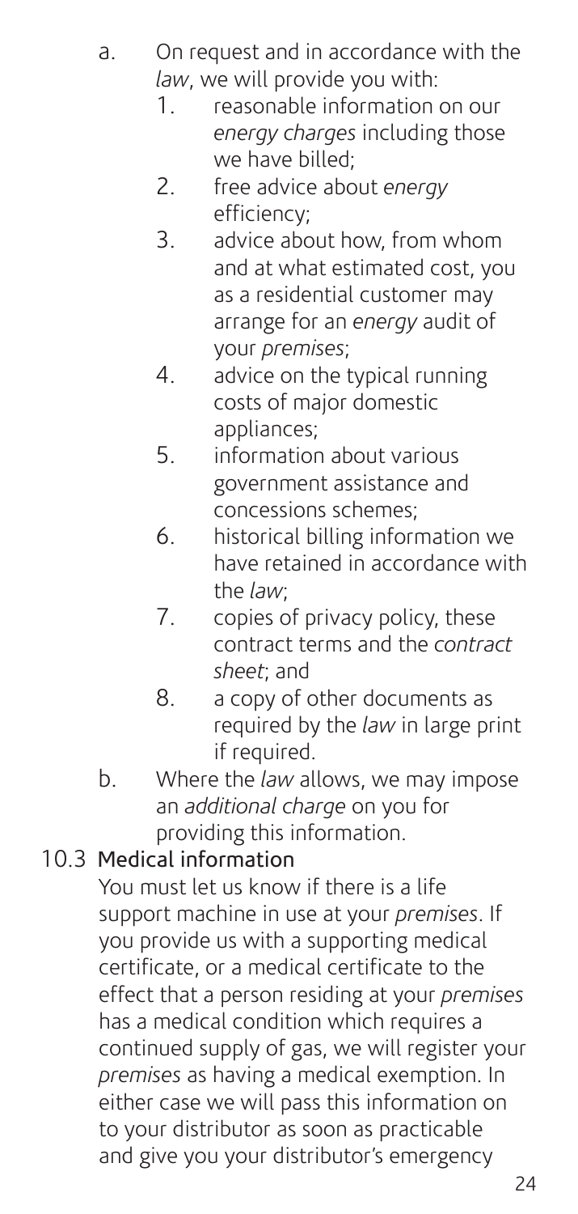a. On request and in accordance with the *law*, we will provide you with:
   1. reasonable information on our *energy charges* including those we have billed;
   2. free advice about *energy* efficiency;
   3. advice about how, from whom and at what estimated cost, you as a residential customer may arrange for an *energy* audit of your *premises*;
   4. advice on the typical running costs of major domestic appliances;
   5. information about various government assistance and concessions schemes;
   6. historical billing information we have retained in accordance with the *law*;
   7. copies of privacy policy, these contract terms and the *contract sheet*; and
   8. a copy of other documents as required by the *law* in large print if required.
b. Where the *law* allows, we may impose an *additional charge* on you for providing this information.

### 10.3 Medical information

You must let us know if there is a life support machine in use at your *premises*. If you provide us with a supporting medical certificate, or a medical certificate to the effect that a person residing at your *premises* has a medical condition which requires a continued supply of gas, we will register your *premises* as having a medical exemption. In either case we will pass this information on to your distributor as soon as practicable and give you your distributor's emergency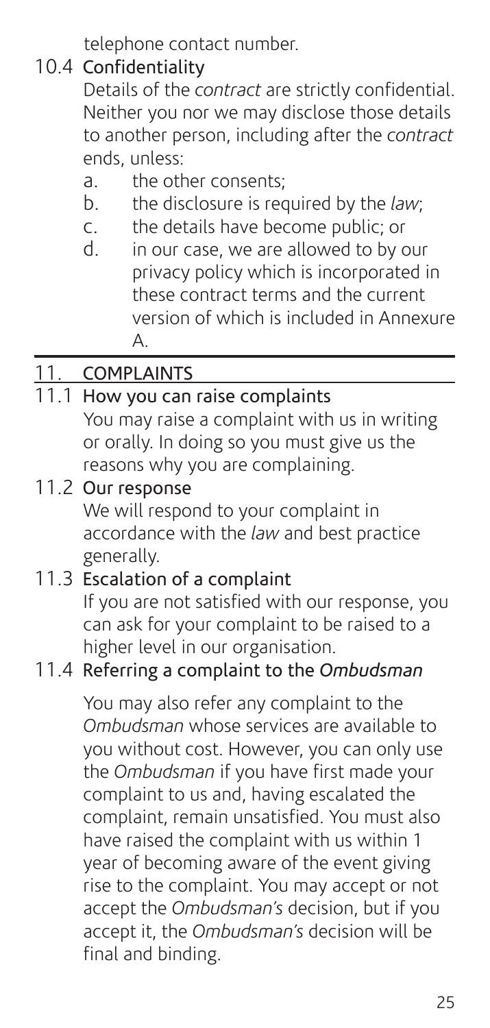telephone contact number.

### 10.4 Confidentiality

Details of the *contract* are strictly confidential. Neither you nor we may disclose those details to another person, including after the *contract* ends, unless:

a. the other consents;
b. the disclosure is required by the *law*;
c. the details have become public; or
d. in our case, we are allowed to by our privacy policy which is incorporated in these contract terms and the current version of which is included in Annexure A.

## 11. COMPLAINTS

### 11.1 How you can raise complaints

You may raise a complaint with us in writing or orally. In doing so you must give us the reasons why you are complaining.

### 11.2 Our response

We will respond to your complaint in accordance with the *law* and best practice generally.

### 11.3 Escalation of a complaint

If you are not satisfied with our response, you can ask for your complaint to be raised to a higher level in our organisation.

### 11.4 Referring a complaint to the *Ombudsman*

You may also refer any complaint to the *Ombudsman* whose services are available to you without cost. However, you can only use the *Ombudsman* if you have first made your complaint to us and, having escalated the complaint, remain unsatisfied. You must also have raised the complaint with us within 1 year of becoming aware of the event giving rise to the complaint. You may accept or not accept the *Ombudsman's* decision, but if you accept it, the *Ombudsman's* decision will be final and binding.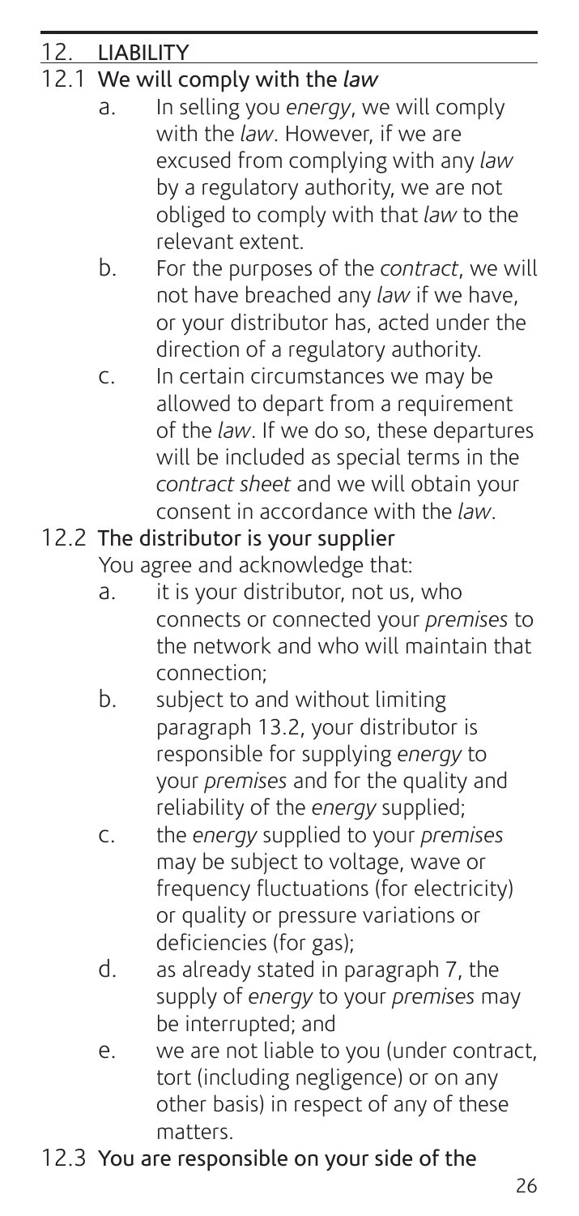## 12. LIABILITY

### 12.1 We will comply with the *law*

a. In selling you *energy*, we will comply with the *law*. However, if we are excused from complying with any *law* by a regulatory authority, we are not obliged to comply with that *law* to the relevant extent.

b. For the purposes of the *contract*, we will not have breached any *law* if we have, or your distributor has, acted under the direction of a regulatory authority.

c. In certain circumstances we may be allowed to depart from a requirement of the *law*. If we do so, these departures will be included as special terms in the *contract sheet* and we will obtain your consent in accordance with the *law*.

### 12.2 The distributor is your supplier

You agree and acknowledge that:

a. it is your distributor, not us, who connects or connected your *premises* to the network and who will maintain that connection;

b. subject to and without limiting paragraph 13.2, your distributor is responsible for supplying *energy* to your *premises* and for the quality and reliability of the *energy* supplied;

c. the *energy* supplied to your *premises* may be subject to voltage, wave or frequency fluctuations (for electricity) or quality or pressure variations or deficiencies (for gas);

d. as already stated in paragraph 7, the supply of *energy* to your *premises* may be interrupted; and

e. we are not liable to you (under contract, tort (including negligence) or on any other basis) in respect of any of these matters.

### 12.3 You are responsible on your side of the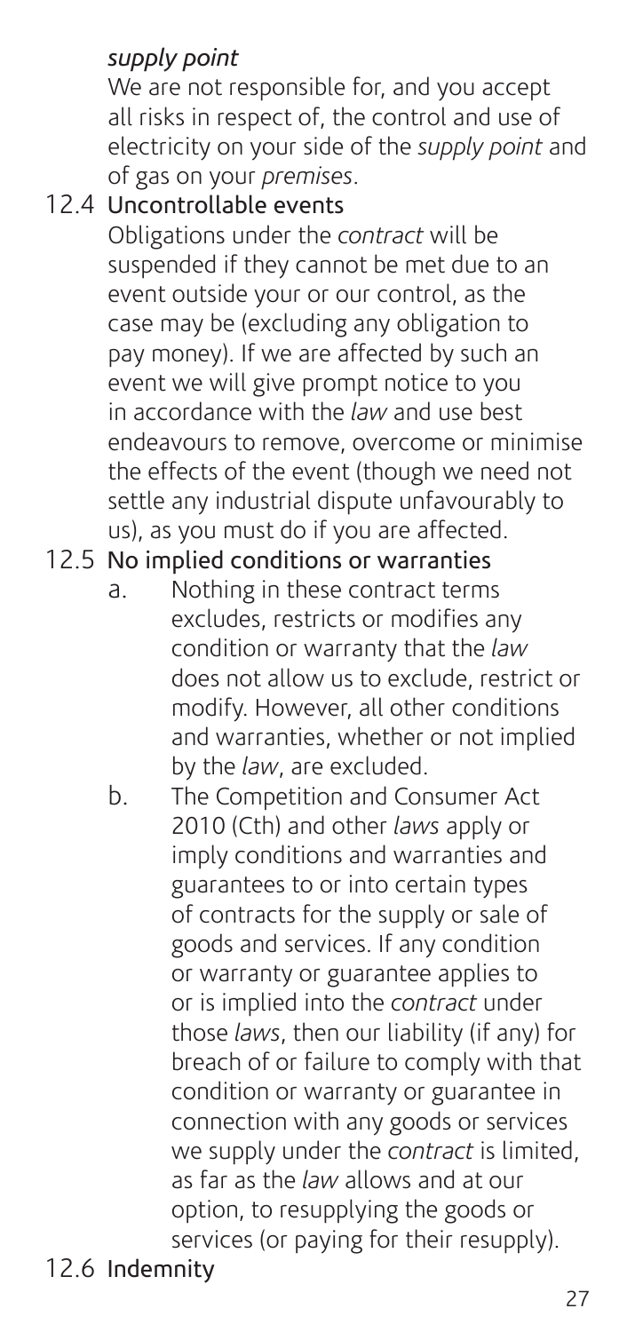*supply point*

We are not responsible for, and you accept all risks in respect of, the control and use of electricity on your side of the *supply point* and of gas on your *premises*.

12.4 Uncontrollable events

Obligations under the *contract* will be suspended if they cannot be met due to an event outside your or our control, as the case may be (excluding any obligation to pay money). If we are affected by such an event we will give prompt notice to you in accordance with the *law* and use best endeavours to remove, overcome or minimise the effects of the event (though we need not settle any industrial dispute unfavourably to us), as you must do if you are affected.

12.5 No implied conditions or warranties

a. Nothing in these contract terms excludes, restricts or modifies any condition or warranty that the *law* does not allow us to exclude, restrict or modify. However, all other conditions and warranties, whether or not implied by the *law*, are excluded.

b. The Competition and Consumer Act 2010 (Cth) and other *laws* apply or imply conditions and warranties and guarantees to or into certain types of contracts for the supply or sale of goods and services. If any condition or warranty or guarantee applies to or is implied into the *contract* under those *laws*, then our liability (if any) for breach of or failure to comply with that condition or warranty or guarantee in connection with any goods or services we supply under the *contract* is limited, as far as the *law* allows and at our option, to resupplying the goods or services (or paying for their resupply).

12.6 Indemnity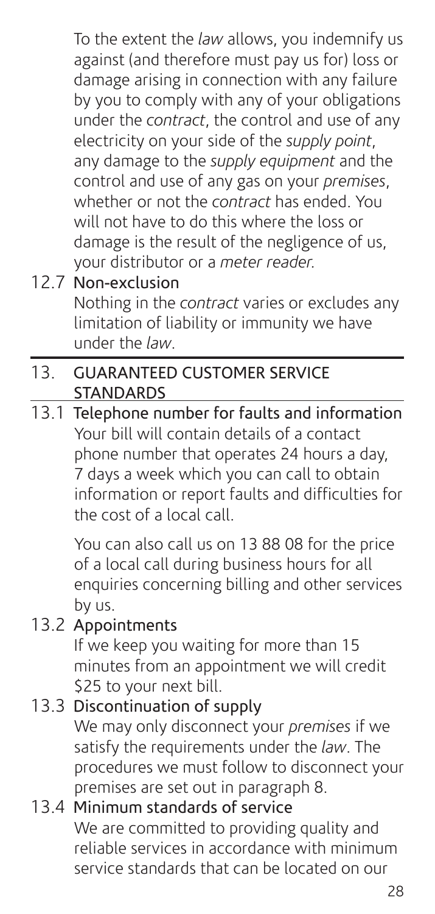To the extent the *law* allows, you indemnify us against (and therefore must pay us for) loss or damage arising in connection with any failure by you to comply with any of your obligations under the *contract*, the control and use of any electricity on your side of the *supply point*, any damage to the *supply equipment* and the control and use of any gas on your *premises*, whether or not the *contract* has ended. You will not have to do this where the loss or damage is the result of the negligence of us, your distributor or a *meter reader*.

### 12.7 Non-exclusion

Nothing in the *contract* varies or excludes any limitation of liability or immunity we have under the *law*.

## 13. GUARANTEED CUSTOMER SERVICE STANDARDS

### 13.1 Telephone number for faults and information

Your bill will contain details of a contact phone number that operates 24 hours a day, 7 days a week which you can call to obtain information or report faults and difficulties for the cost of a local call.

You can also call us on 13 88 08 for the price of a local call during business hours for all enquiries concerning billing and other services by us.

### 13.2 Appointments

If we keep you waiting for more than 15 minutes from an appointment we will credit $25 to your next bill.

### 13.3 Discontinuation of supply

We may only disconnect your *premises* if we satisfy the requirements under the *law*. The procedures we must follow to disconnect your premises are set out in paragraph 8.

### 13.4 Minimum standards of service

We are committed to providing quality and reliable services in accordance with minimum service standards that can be located on our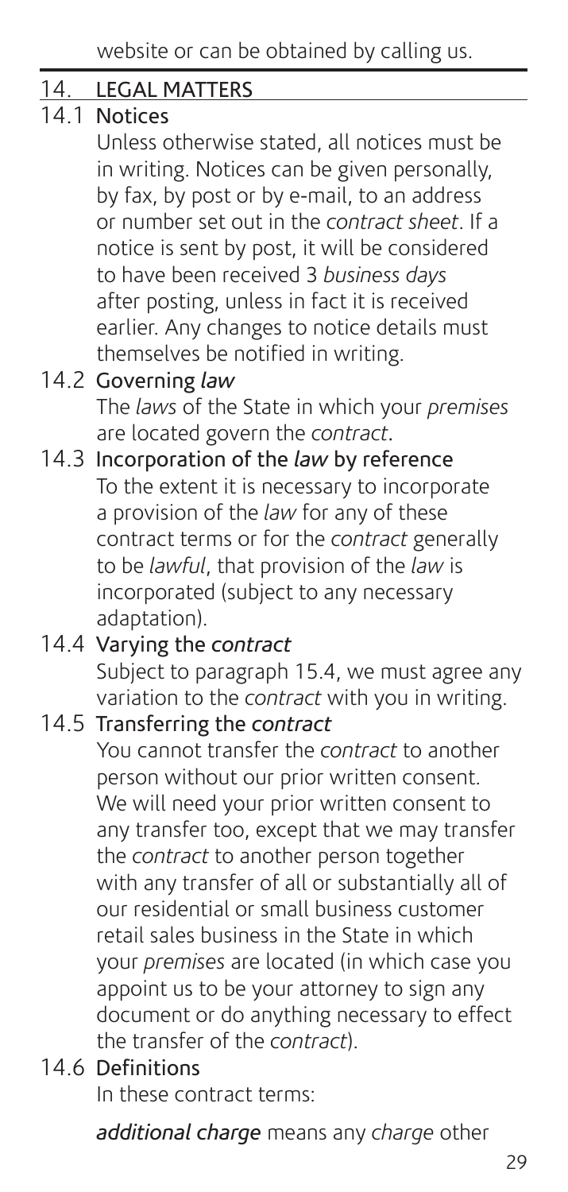website or can be obtained by calling us.

## 14. LEGAL MATTERS

### 14.1 Notices

Unless otherwise stated, all notices must be in writing. Notices can be given personally, by fax, by post or by e-mail, to an address or number set out in the *contract sheet*. If a notice is sent by post, it will be considered to have been received 3 *business days* after posting, unless in fact it is received earlier. Any changes to notice details must themselves be notified in writing.

### 14.2 Governing *law*

The *laws* of the State in which your *premises* are located govern the *contract*.

### 14.3 Incorporation of the *law* by reference

To the extent it is necessary to incorporate a provision of the *law* for any of these contract terms or for the *contract* generally to be *lawful*, that provision of the *law* is incorporated (subject to any necessary adaptation).

### 14.4 Varying the *contract*

Subject to paragraph 15.4, we must agree any variation to the *contract* with you in writing.

### 14.5 Transferring the *contract*

You cannot transfer the *contract* to another person without our prior written consent. We will need your prior written consent to any transfer too, except that we may transfer the *contract* to another person together with any transfer of all or substantially all of our residential or small business customer retail sales business in the State in which your *premises* are located (in which case you appoint us to be your attorney to sign any document or do anything necessary to effect the transfer of the *contract*).

### 14.6 Definitions

In these contract terms:

***additional charge*** means any *charge* other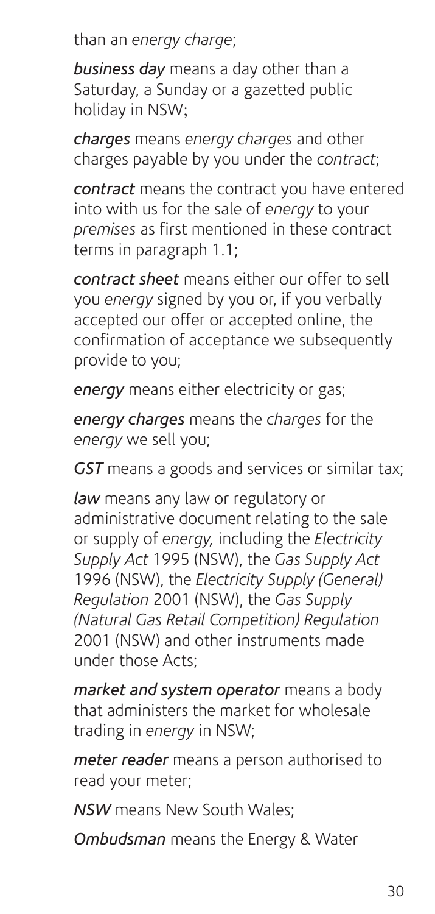than an *energy charge*;

***business day*** means a day other than a Saturday, a Sunday or a gazetted public holiday in NSW;

***charges*** means *energy charges* and other charges payable by you under the *contract*;

***contract*** means the contract you have entered into with us for the sale of *energy* to your *premises* as first mentioned in these contract terms in paragraph 1.1;

***contract sheet*** means either our offer to sell you *energy* signed by you or, if you verbally accepted our offer or accepted online, the confirmation of acceptance we subsequently provide to you;

***energy*** means either electricity or gas;

***energy charges*** means the *charges* for the *energy* we sell you;

***GST*** means a goods and services or similar tax;

***law*** means any law or regulatory or administrative document relating to the sale or supply of *energy,* including the *Electricity Supply Act* 1995 (NSW), the *Gas Supply Act* 1996 (NSW), the *Electricity Supply (General) Regulation* 2001 (NSW), the *Gas Supply (Natural Gas Retail Competition) Regulation* 2001 (NSW) and other instruments made under those Acts;

***market and system operator*** means a body that administers the market for wholesale trading in *energy* in NSW;

***meter reader*** means a person authorised to read your meter;

***NSW*** means New South Wales;

***Ombudsman*** means the Energy & Water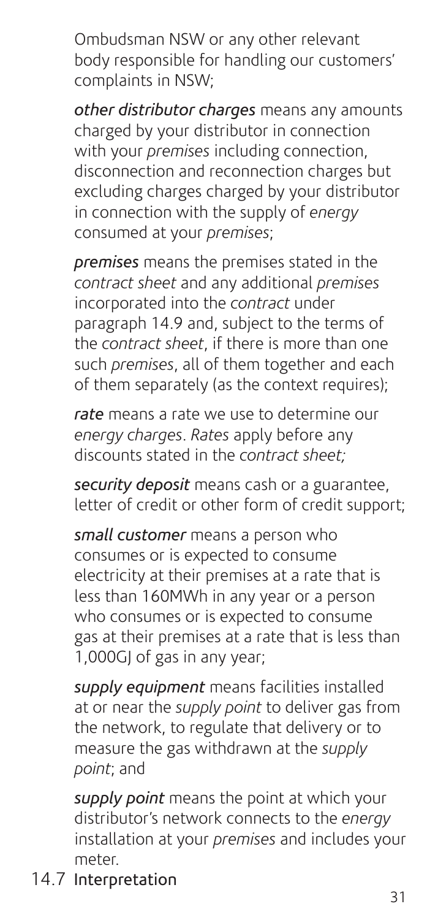Ombudsman NSW or any other relevant body responsible for handling our customers' complaints in NSW;

***other distributor charges*** means any amounts charged by your distributor in connection with your *premises* including connection, disconnection and reconnection charges but excluding charges charged by your distributor in connection with the supply of *energy* consumed at your *premises*;

***premises*** means the premises stated in the *contract sheet* and any additional *premises* incorporated into the *contract* under paragraph 14.9 and, subject to the terms of the *contract sheet*, if there is more than one such *premises*, all of them together and each of them separately (as the context requires);

***rate*** means a rate we use to determine our *energy charges*. *Rates* apply before any discounts stated in the *contract sheet;*

***security deposit*** means cash or a guarantee, letter of credit or other form of credit support;

***small customer*** means a person who consumes or is expected to consume electricity at their premises at a rate that is less than 160MWh in any year or a person who consumes or is expected to consume gas at their premises at a rate that is less than 1,000GJ of gas in any year;

***supply equipment*** means facilities installed at or near the *supply point* to deliver gas from the network, to regulate that delivery or to measure the gas withdrawn at the *supply point*; and

***supply point*** means the point at which your distributor's network connects to the *energy* installation at your *premises* and includes your meter.

14.7 Interpretation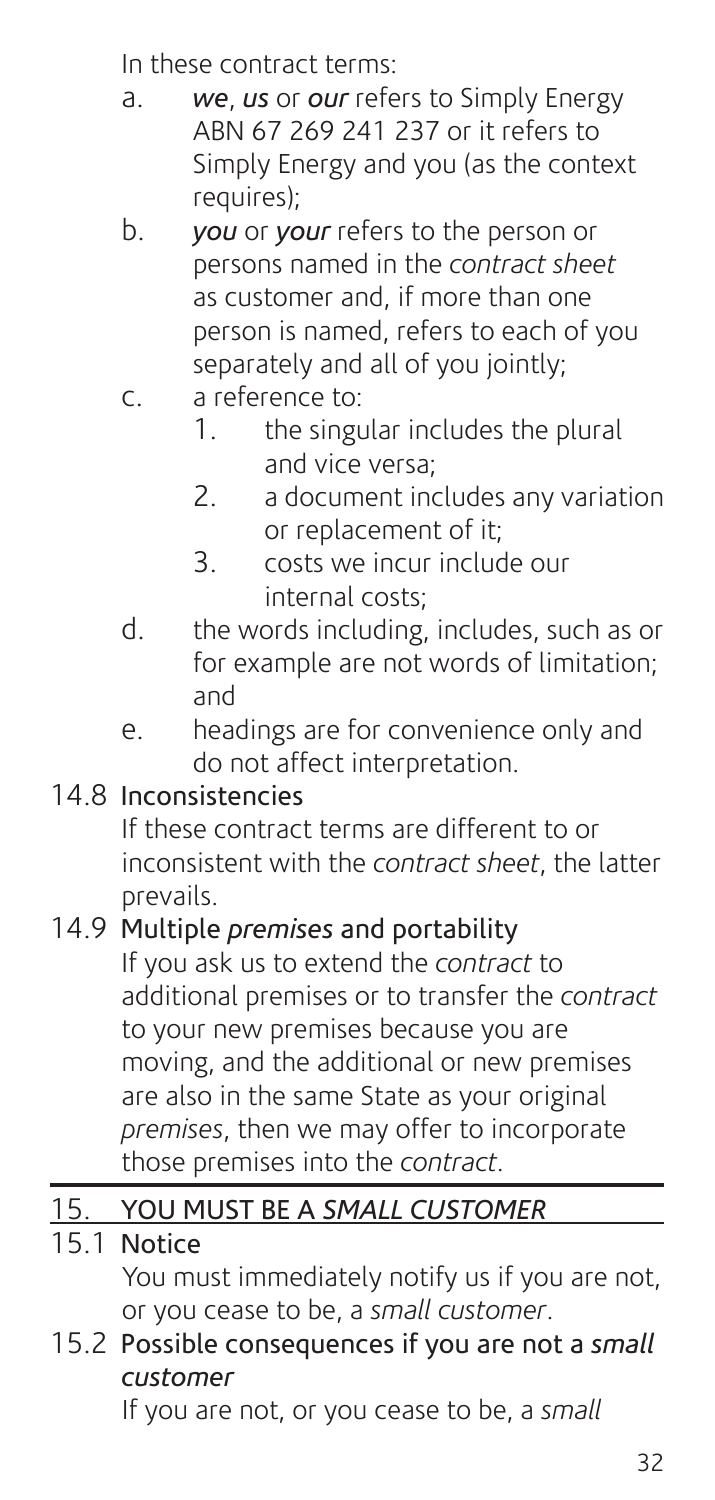In these contract terms:

a. *we*, *us* or *our* refers to Simply Energy ABN 67 269 241 237 or it refers to Simply Energy and you (as the context requires);
b. *you* or *your* refers to the person or persons named in the *contract sheet* as customer and, if more than one person is named, refers to each of you separately and all of you jointly;
c. a reference to:
   1. the singular includes the plural and vice versa;
   2. a document includes any variation or replacement of it;
   3. costs we incur include our internal costs;
d. the words including, includes, such as or for example are not words of limitation; and
e. headings are for convenience only and do not affect interpretation.

### 14.8 Inconsistencies

If these contract terms are different to or inconsistent with the *contract sheet*, the latter prevails.

### 14.9 Multiple *premises* and portability

If you ask us to extend the *contract* to additional premises or to transfer the *contract* to your new premises because you are moving, and the additional or new premises are also in the same State as your original *premises*, then we may offer to incorporate those premises into the *contract*.

## 15. YOU MUST BE A *SMALL CUSTOMER*

### 15.1 Notice

You must immediately notify us if you are not, or you cease to be, a *small customer*.

### 15.2 Possible consequences if you are not a *small customer*

If you are not, or you cease to be, a *small*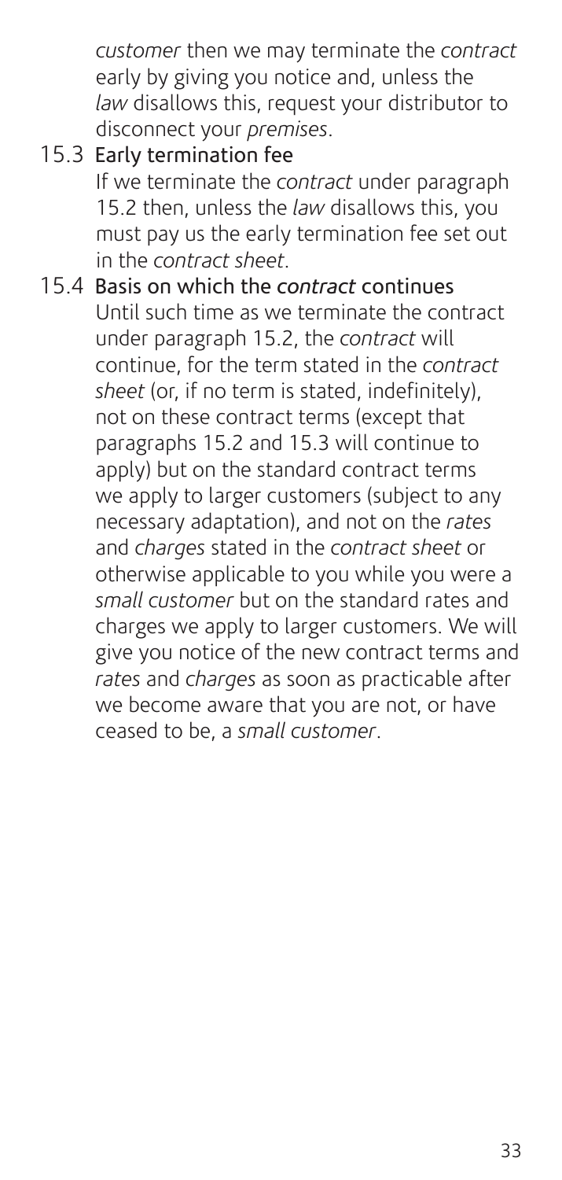*customer* then we may terminate the *contract* early by giving you notice and, unless the *law* disallows this, request your distributor to disconnect your *premises*.

15.3 **Early termination fee**

If we terminate the *contract* under paragraph 15.2 then, unless the *law* disallows this, you must pay us the early termination fee set out in the *contract sheet*.

15.4 **Basis on which the *contract* continues**

Until such time as we terminate the contract under paragraph 15.2, the *contract* will continue, for the term stated in the *contract sheet* (or, if no term is stated, indefinitely), not on these contract terms (except that paragraphs 15.2 and 15.3 will continue to apply) but on the standard contract terms we apply to larger customers (subject to any necessary adaptation), and not on the *rates* and *charges* stated in the *contract sheet* or otherwise applicable to you while you were a *small customer* but on the standard rates and charges we apply to larger customers. We will give you notice of the new contract terms and *rates* and *charges* as soon as practicable after we become aware that you are not, or have ceased to be, a *small customer*.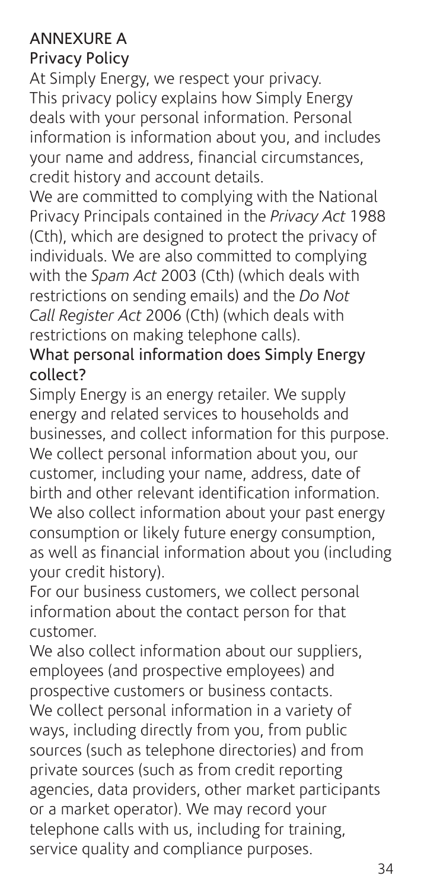# ANNEXURE A

## Privacy Policy

At Simply Energy, we respect your privacy. This privacy policy explains how Simply Energy deals with your personal information. Personal information is information about you, and includes your name and address, financial circumstances, credit history and account details.

We are committed to complying with the National Privacy Principals contained in the *Privacy Act* 1988 (Cth), which are designed to protect the privacy of individuals. We are also committed to complying with the *Spam Act* 2003 (Cth) (which deals with restrictions on sending emails) and the *Do Not Call Register Act* 2006 (Cth) (which deals with restrictions on making telephone calls).

### What personal information does Simply Energy collect?

Simply Energy is an energy retailer. We supply energy and related services to households and businesses, and collect information for this purpose. We collect personal information about you, our customer, including your name, address, date of birth and other relevant identification information. We also collect information about your past energy consumption or likely future energy consumption, as well as financial information about you (including your credit history).

For our business customers, we collect personal information about the contact person for that customer.

We also collect information about our suppliers, employees (and prospective employees) and prospective customers or business contacts.

We collect personal information in a variety of ways, including directly from you, from public sources (such as telephone directories) and from private sources (such as from credit reporting agencies, data providers, other market participants or a market operator). We may record your telephone calls with us, including for training, service quality and compliance purposes.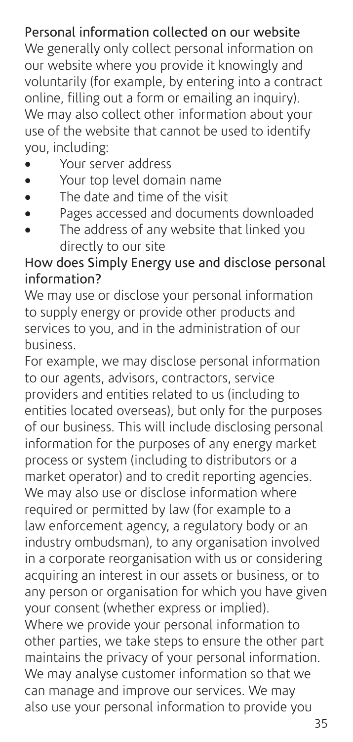## Personal information collected on our website

We generally only collect personal information on our website where you provide it knowingly and voluntarily (for example, by entering into a contract online, filling out a form or emailing an inquiry). We may also collect other information about your use of the website that cannot be used to identify you, including:

- Your server address
- Your top level domain name
- The date and time of the visit
- Pages accessed and documents downloaded
- The address of any website that linked you directly to our site

## How does Simply Energy use and disclose personal information?

We may use or disclose your personal information to supply energy or provide other products and services to you, and in the administration of our business.

For example, we may disclose personal information to our agents, advisors, contractors, service providers and entities related to us (including to entities located overseas), but only for the purposes of our business. This will include disclosing personal information for the purposes of any energy market process or system (including to distributors or a market operator) and to credit reporting agencies. We may also use or disclose information where required or permitted by law (for example to a law enforcement agency, a regulatory body or an industry ombudsman), to any organisation involved in a corporate reorganisation with us or considering acquiring an interest in our assets or business, or to any person or organisation for which you have given your consent (whether express or implied).

Where we provide your personal information to other parties, we take steps to ensure the other part maintains the privacy of your personal information.

We may analyse customer information so that we can manage and improve our services. We may also use your personal information to provide you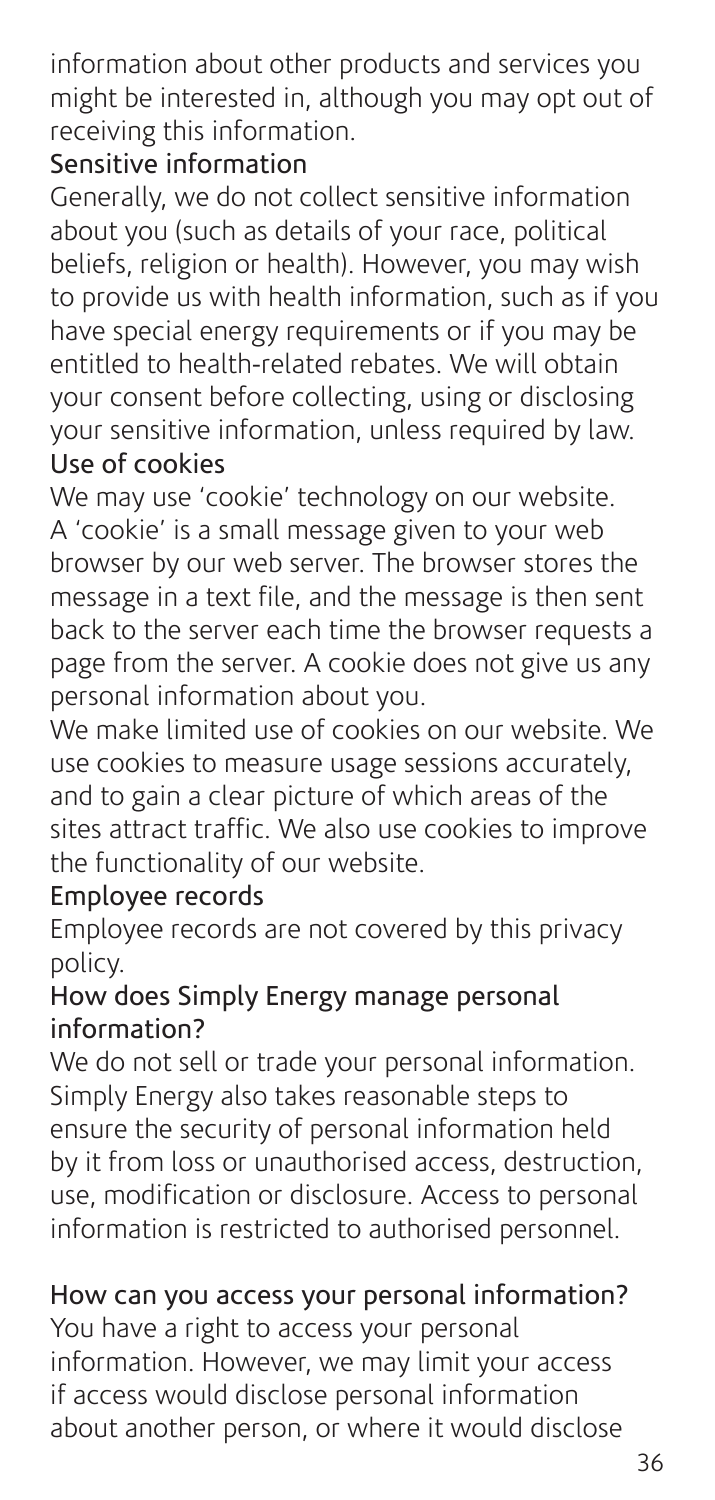information about other products and services you might be interested in, although you may opt out of receiving this information.

### Sensitive information

Generally, we do not collect sensitive information about you (such as details of your race, political beliefs, religion or health). However, you may wish to provide us with health information, such as if you have special energy requirements or if you may be entitled to health-related rebates. We will obtain your consent before collecting, using or disclosing your sensitive information, unless required by law.

### Use of cookies

We may use 'cookie' technology on our website. A 'cookie' is a small message given to your web browser by our web server. The browser stores the message in a text file, and the message is then sent back to the server each time the browser requests a page from the server. A cookie does not give us any personal information about you.

We make limited use of cookies on our website. We use cookies to measure usage sessions accurately, and to gain a clear picture of which areas of the sites attract traffic. We also use cookies to improve the functionality of our website.

### Employee records

Employee records are not covered by this privacy policy.

### How does Simply Energy manage personal information?

We do not sell or trade your personal information. Simply Energy also takes reasonable steps to ensure the security of personal information held by it from loss or unauthorised access, destruction, use, modification or disclosure. Access to personal information is restricted to authorised personnel.

### How can you access your personal information?

You have a right to access your personal information. However, we may limit your access if access would disclose personal information about another person, or where it would disclose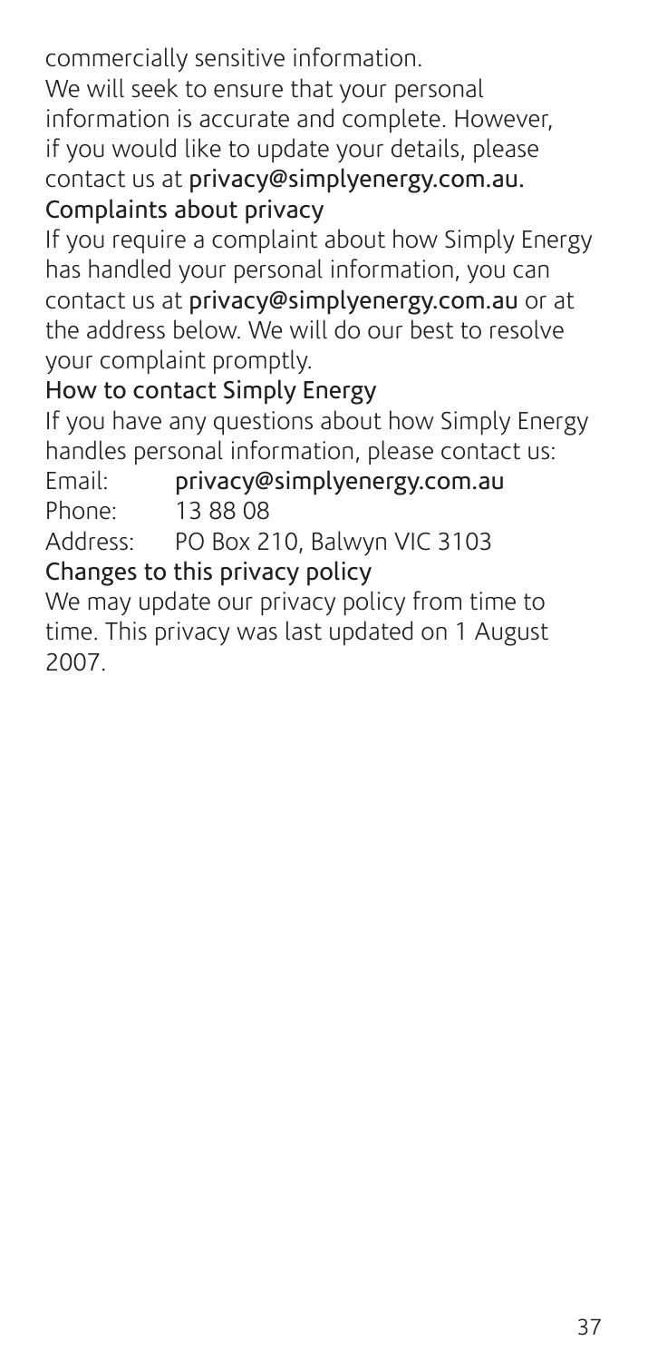commercially sensitive information.

We will seek to ensure that your personal information is accurate and complete. However, if you would like to update your details, please contact us at **privacy@simplyenergy.com.au.**

## Complaints about privacy

If you require a complaint about how Simply Energy has handled your personal information, you can contact us at **privacy@simplyenergy.com.au** or at the address below. We will do our best to resolve your complaint promptly.

## How to contact Simply Energy

If you have any questions about how Simply Energy handles personal information, please contact us:

Email: **privacy@simplyenergy.com.au**
Phone: 13 88 08
Address: PO Box 210, Balwyn VIC 3103

## Changes to this privacy policy

We may update our privacy policy from time to time. This privacy was last updated on 1 August 2007.